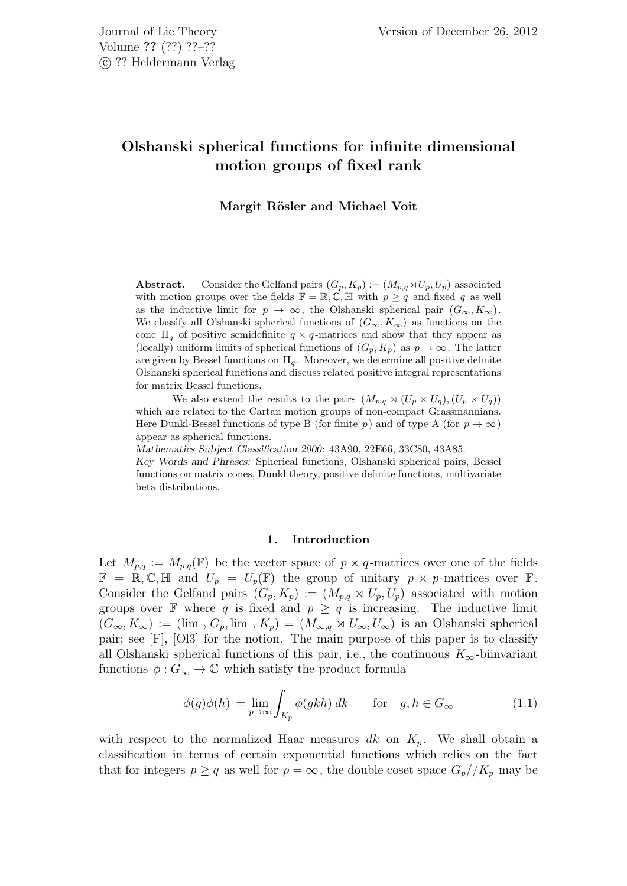# Olshanski spherical functions for infinite dimensional motion groups of fixed rank

**Margit Rösler and Michael Voit**

**Abstract.** Consider the Gelfand pairs $(G_p, K_p) := (M_{p,q} \rtimes U_p, U_p)$ associated with motion groups over the fields $\mathbb{F} = \mathbb{R}, \mathbb{C}, \mathbb{H}$ with $p \geq q$ and fixed $q$ as well as the inductive limit for $p \to \infty$, the Olshanski spherical pair $(G_\infty, K_\infty)$. We classify all Olshanski spherical functions of $(G_\infty, K_\infty)$ as functions on the cone $\Pi_q$ of positive semidefinite $q \times q$-matrices and show that they appear as (locally) uniform limits of spherical functions of $(G_p, K_p)$ as $p \to \infty$. The latter are given by Bessel functions on $\Pi_q$. Moreover, we determine all positive definite Olshanski spherical functions and discuss related positive integral representations for matrix Bessel functions.

We also extend the results to the pairs $(M_{p,q} \rtimes (U_p \times U_q), (U_p \times U_q))$ which are related to the Cartan motion groups of non-compact Grassmannians. Here Dunkl-Bessel functions of type B (for finite $p$) and of type A (for $p \to \infty$) appear as spherical functions.

*Mathematics Subject Classification 2000:* 43A90, 22E66, 33C80, 43A85.

*Key Words and Phrases:* Spherical functions, Olshanski spherical pairs, Bessel functions on matrix cones, Dunkl theory, positive definite functions, multivariate beta distributions.

## 1. Introduction

Let $M_{p,q} := M_{p,q}(\mathbb{F})$ be the vector space of $p \times q$-matrices over one of the fields $\mathbb{F} = \mathbb{R}, \mathbb{C}, \mathbb{H}$ and $U_p = U_p(\mathbb{F})$ the group of unitary $p \times p$-matrices over $\mathbb{F}$. Consider the Gelfand pairs $(G_p, K_p) := (M_{p,q} \rtimes U_p, U_p)$ associated with motion groups over $\mathbb{F}$ where $q$ is fixed and $p \geq q$ is increasing. The inductive limit $(G_\infty, K_\infty) := (\lim_\to G_p, \lim_\to K_p) = (M_{\infty,q} \rtimes U_\infty, U_\infty)$ is an Olshanski spherical pair; see [F], [Ol3] for the notion. The main purpose of this paper is to classify all Olshanski spherical functions of this pair, i.e., the continuous $K_\infty$-biinvariant functions $\phi : G_\infty \to \mathbb{C}$ which satisfy the product formula

$$\phi(g)\phi(h) = \lim_{p\to\infty} \int_{K_p} \phi(gkh)\, dk \qquad \text{for} \quad g, h \in G_\infty \tag{1.1}$$

with respect to the normalized Haar measures $dk$ on $K_p$. We shall obtain a classification in terms of certain exponential functions which relies on the fact that for integers $p \geq q$ as well for $p = \infty$, the double coset space $G_p//K_p$ may be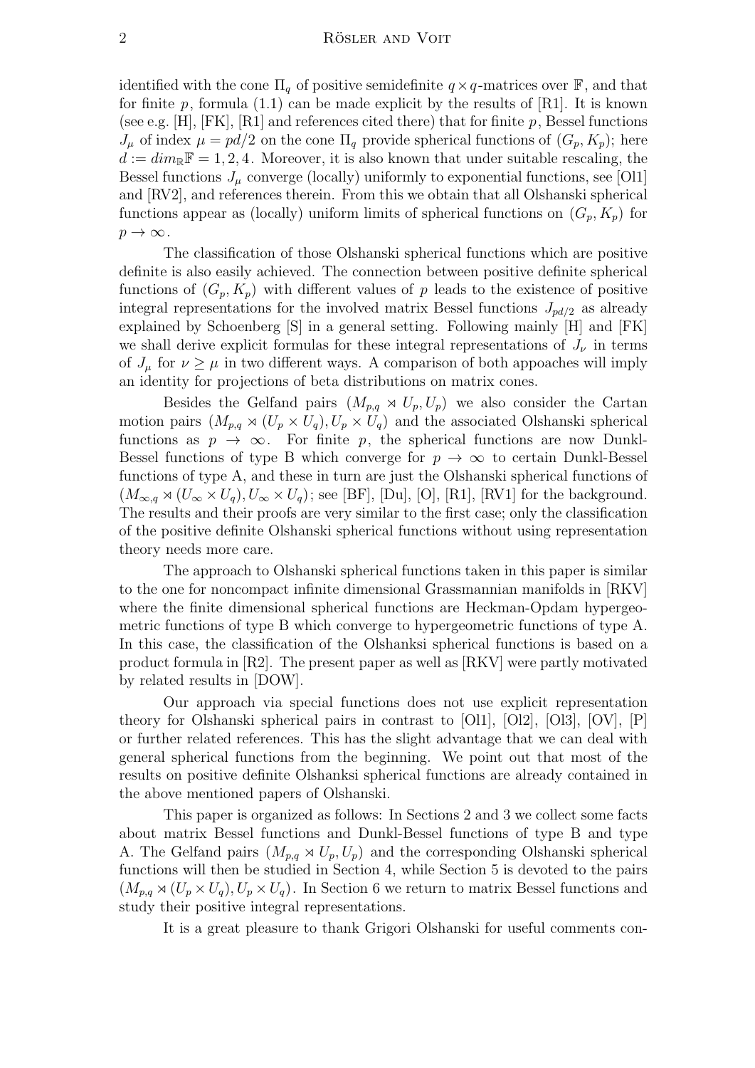identified with the cone $\Pi_q$ of positive semidefinite $q \times q$-matrices over $\mathbb{F}$, and that for finite $p$, formula (1.1) can be made explicit by the results of [R1]. It is known (see e.g. [H], [FK], [R1] and references cited there) that for finite $p$, Bessel functions $J_\mu$ of index $\mu = pd/2$ on the cone $\Pi_q$ provide spherical functions of $(G_p, K_p)$; here $d := dim_{\mathbb{R}}\mathbb{F} = 1, 2, 4$. Moreover, it is also known that under suitable rescaling, the Bessel functions $J_\mu$ converge (locally) uniformly to exponential functions, see [Ol1] and [RV2], and references therein. From this we obtain that all Olshanski spherical functions appear as (locally) uniform limits of spherical functions on $(G_p, K_p)$ for $p \to \infty$.

The classification of those Olshanski spherical functions which are positive definite is also easily achieved. The connection between positive definite spherical functions of $(G_p, K_p)$ with different values of $p$ leads to the existence of positive integral representations for the involved matrix Bessel functions $J_{pd/2}$ as already explained by Schoenberg [S] in a general setting. Following mainly [H] and [FK] we shall derive explicit formulas for these integral representations of $J_\nu$ in terms of $J_\mu$ for $\nu \geq \mu$ in two different ways. A comparison of both appoaches will imply an identity for projections of beta distributions on matrix cones.

Besides the Gelfand pairs $(M_{p,q} \rtimes U_p, U_p)$ we also consider the Cartan motion pairs $(M_{p,q} \rtimes (U_p \times U_q), U_p \times U_q)$ and the associated Olshanski spherical functions as $p \to \infty$. For finite $p$, the spherical functions are now Dunkl-Bessel functions of type B which converge for $p \to \infty$ to certain Dunkl-Bessel functions of type A, and these in turn are just the Olshanski spherical functions of $(M_{\infty,q} \rtimes (U_\infty \times U_q), U_\infty \times U_q)$; see [BF], [Du], [O], [R1], [RV1] for the background. The results and their proofs are very similar to the first case; only the classification of the positive definite Olshanski spherical functions without using representation theory needs more care.

The approach to Olshanski spherical functions taken in this paper is similar to the one for noncompact infinite dimensional Grassmannian manifolds in [RKV] where the finite dimensional spherical functions are Heckman-Opdam hypergeometric functions of type B which converge to hypergeometric functions of type A. In this case, the classification of the Olshanksi spherical functions is based on a product formula in [R2]. The present paper as well as [RKV] were partly motivated by related results in [DOW].

Our approach via special functions does not use explicit representation theory for Olshanski spherical pairs in contrast to [Ol1], [Ol2], [Ol3], [OV], [P] or further related references. This has the slight advantage that we can deal with general spherical functions from the beginning. We point out that most of the results on positive definite Olshanksi spherical functions are already contained in the above mentioned papers of Olshanski.

This paper is organized as follows: In Sections 2 and 3 we collect some facts about matrix Bessel functions and Dunkl-Bessel functions of type B and type A. The Gelfand pairs $(M_{p,q} \rtimes U_p, U_p)$ and the corresponding Olshanski spherical functions will then be studied in Section 4, while Section 5 is devoted to the pairs $(M_{p,q} \rtimes (U_p \times U_q), U_p \times U_q)$. In Section 6 we return to matrix Bessel functions and study their positive integral representations.

It is a great pleasure to thank Grigori Olshanski for useful comments con-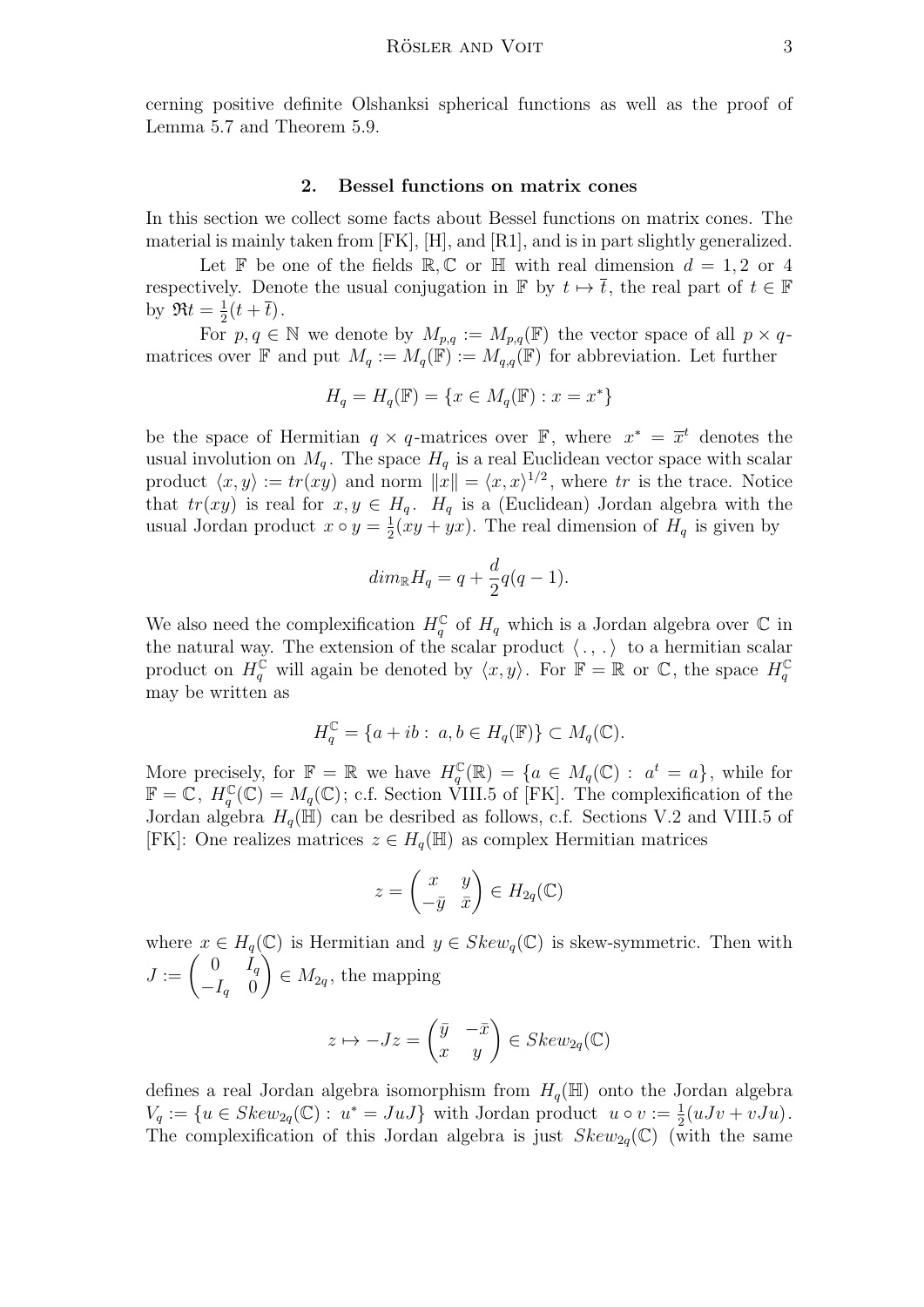cerning positive definite Olshanksi spherical functions as well as the proof of Lemma 5.7 and Theorem 5.9.

## 2. Bessel functions on matrix cones

In this section we collect some facts about Bessel functions on matrix cones. The material is mainly taken from [FK], [H], and [R1], and is in part slightly generalized.

Let $\mathbb{F}$ be one of the fields $\mathbb{R}, \mathbb{C}$ or $\mathbb{H}$ with real dimension $d = 1, 2$ or $4$ respectively. Denote the usual conjugation in $\mathbb{F}$ by $t \mapsto \overline{t}$, the real part of $t \in \mathbb{F}$ by $\Re t = \frac{1}{2}(t + \overline{t})$.

For $p, q \in \mathbb{N}$ we denote by $M_{p,q} := M_{p,q}(\mathbb{F})$ the vector space of all $p \times q$-matrices over $\mathbb{F}$ and put $M_q := M_q(\mathbb{F}) := M_{q,q}(\mathbb{F})$ for abbreviation. Let further

$$H_q = H_q(\mathbb{F}) = \{x \in M_q(\mathbb{F}) : x = x^*\}$$

be the space of Hermitian $q \times q$-matrices over $\mathbb{F}$, where $x^* = \overline{x}^t$ denotes the usual involution on $M_q$. The space $H_q$ is a real Euclidean vector space with scalar product $\langle x, y\rangle := tr(xy)$ and norm $\|x\| = \langle x, x\rangle^{1/2}$, where $tr$ is the trace. Notice that $tr(xy)$ is real for $x, y \in H_q$. $H_q$ is a (Euclidean) Jordan algebra with the usual Jordan product $x \circ y = \frac{1}{2}(xy + yx)$. The real dimension of $H_q$ is given by

$$dim_{\mathbb{R}} H_q = q + \frac{d}{2}q(q-1).$$

We also need the complexification $H_q^{\mathbb{C}}$ of $H_q$ which is a Jordan algebra over $\mathbb{C}$ in the natural way. The extension of the scalar product $\langle\, .\, ,\, .\,\rangle$ to a hermitian scalar product on $H_q^{\mathbb{C}}$ will again be denoted by $\langle x, y\rangle$. For $\mathbb{F} = \mathbb{R}$ or $\mathbb{C}$, the space $H_q^{\mathbb{C}}$ may be written as

$$H_q^{\mathbb{C}} = \{a + ib : \ a, b \in H_q(\mathbb{F})\} \subset M_q(\mathbb{C}).$$

More precisely, for $\mathbb{F} = \mathbb{R}$ we have $H_q^{\mathbb{C}}(\mathbb{R}) = \{a \in M_q(\mathbb{C}) : \ a^t = a\}$, while for $\mathbb{F} = \mathbb{C}$, $H_q^{\mathbb{C}}(\mathbb{C}) = M_q(\mathbb{C})$; c.f. Section VIII.5 of [FK]. The complexification of the Jordan algebra $H_q(\mathbb{H})$ can be desribed as follows, c.f. Sections V.2 and VIII.5 of [FK]: One realizes matrices $z \in H_q(\mathbb{H})$ as complex Hermitian matrices

$$z = \begin{pmatrix} x & y \\ -\bar{y} & \bar{x} \end{pmatrix} \in H_{2q}(\mathbb{C})$$

where $x \in H_q(\mathbb{C})$ is Hermitian and $y \in Skew_q(\mathbb{C})$ is skew-symmetric. Then with $J := \begin{pmatrix} 0 & I_q \\ -I_q & 0 \end{pmatrix} \in M_{2q}$, the mapping

$$z \mapsto -Jz = \begin{pmatrix} \bar{y} & -\bar{x} \\ x & y \end{pmatrix} \in Skew_{2q}(\mathbb{C})$$

defines a real Jordan algebra isomorphism from $H_q(\mathbb{H})$ onto the Jordan algebra $V_q := \{u \in Skew_{2q}(\mathbb{C}) : \ u^* = JuJ\}$ with Jordan product $u \circ v := \frac{1}{2}(uJv + vJu)$. The complexification of this Jordan algebra is just $Skew_{2q}(\mathbb{C})$ (with the same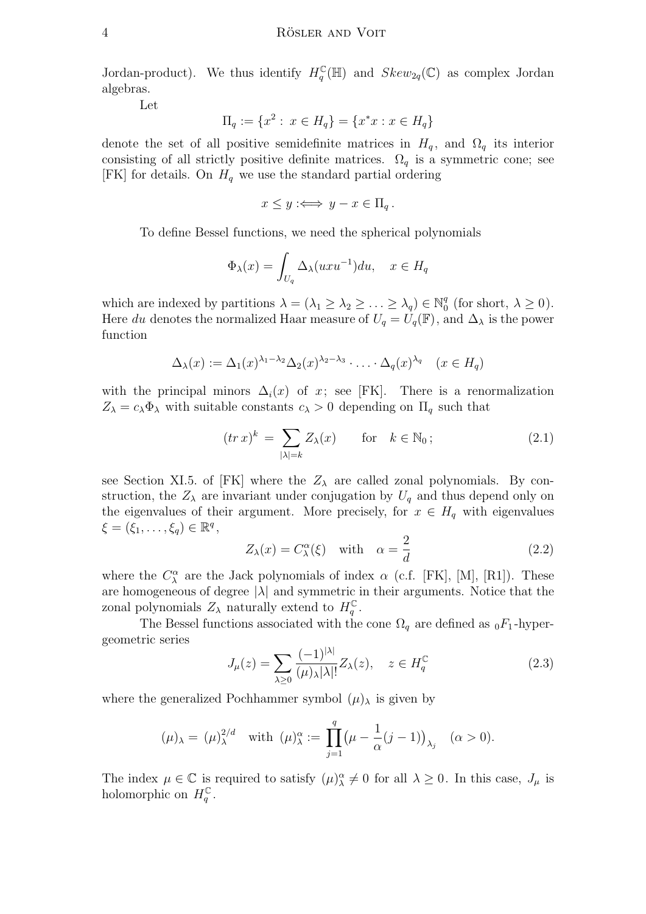Jordan-product). We thus identify $H_q^{\mathbb{C}}(\mathbb{H})$ and $Skew_{2q}(\mathbb{C})$ as complex Jordan algebras.

Let

$$\Pi_q := \{x^2 : \, x \in H_q\} = \{x^* x : x \in H_q\}$$

denote the set of all positive semidefinite matrices in $H_q$, and $\Omega_q$ its interior consisting of all strictly positive definite matrices. $\Omega_q$ is a symmetric cone; see [FK] for details. On $H_q$ we use the standard partial ordering

$$x \leq y :\Longleftrightarrow \, y - x \in \Pi_q \, .$$

To define Bessel functions, we need the spherical polynomials

$$\Phi_\lambda(x) = \int_{U_q} \Delta_\lambda(uxu^{-1})du, \quad x \in H_q$$

which are indexed by partitions $\lambda = (\lambda_1 \geq \lambda_2 \geq \ldots \geq \lambda_q) \in \mathbb{N}_0^q$ (for short, $\lambda \geq 0$). Here $du$ denotes the normalized Haar measure of $U_q = U_q(\mathbb{F})$, and $\Delta_\lambda$ is the power function

$$\Delta_\lambda(x) := \Delta_1(x)^{\lambda_1 - \lambda_2} \Delta_2(x)^{\lambda_2 - \lambda_3} \cdot \ldots \cdot \Delta_q(x)^{\lambda_q} \quad (x \in H_q)$$

with the principal minors $\Delta_i(x)$ of $x$; see [FK]. There is a renormalization $Z_\lambda = c_\lambda \Phi_\lambda$ with suitable constants $c_\lambda > 0$ depending on $\Pi_q$ such that

$$(tr\, x)^k \, = \sum_{|\lambda| = k} Z_\lambda(x) \qquad \text{for} \quad k \in \mathbb{N}_0 \, ; \tag{2.1}$$

see Section XI.5. of [FK] where the $Z_\lambda$ are called zonal polynomials. By construction, the $Z_\lambda$ are invariant under conjugation by $U_q$ and thus depend only on the eigenvalues of their argument. More precisely, for $x \in H_q$ with eigenvalues $\xi = (\xi_1, \ldots, \xi_q) \in \mathbb{R}^q$,

$$Z_\lambda(x) = C_\lambda^\alpha(\xi) \quad \text{with} \quad \alpha = \frac{2}{d} \tag{2.2}$$

where the $C_\lambda^\alpha$ are the Jack polynomials of index $\alpha$ (c.f. [FK], [M], [R1]). These are homogeneous of degree $|\lambda|$ and symmetric in their arguments. Notice that the zonal polynomials $Z_\lambda$ naturally extend to $H_q^{\mathbb{C}}$.

The Bessel functions associated with the cone $\Omega_q$ are defined as ${}_0F_1$-hypergeometric series

$$J_\mu(z) = \sum_{\lambda \geq 0} \frac{(-1)^{|\lambda|}}{(\mu)_\lambda |\lambda|!} Z_\lambda(z), \quad z \in H_q^{\mathbb{C}} \tag{2.3}$$

where the generalized Pochhammer symbol $(\mu)_\lambda$ is given by

$$(\mu)_\lambda = \, (\mu)_\lambda^{2/d} \quad \text{with} \ (\mu)_\lambda^\alpha := \prod_{j=1}^q \big(\mu - \frac{1}{\alpha}(j-1)\big)_{\lambda_j} \quad (\alpha > 0).$$

The index $\mu \in \mathbb{C}$ is required to satisfy $(\mu)_\lambda^\alpha \neq 0$ for all $\lambda \geq 0$. In this case, $J_\mu$ is holomorphic on $H_q^{\mathbb{C}}$.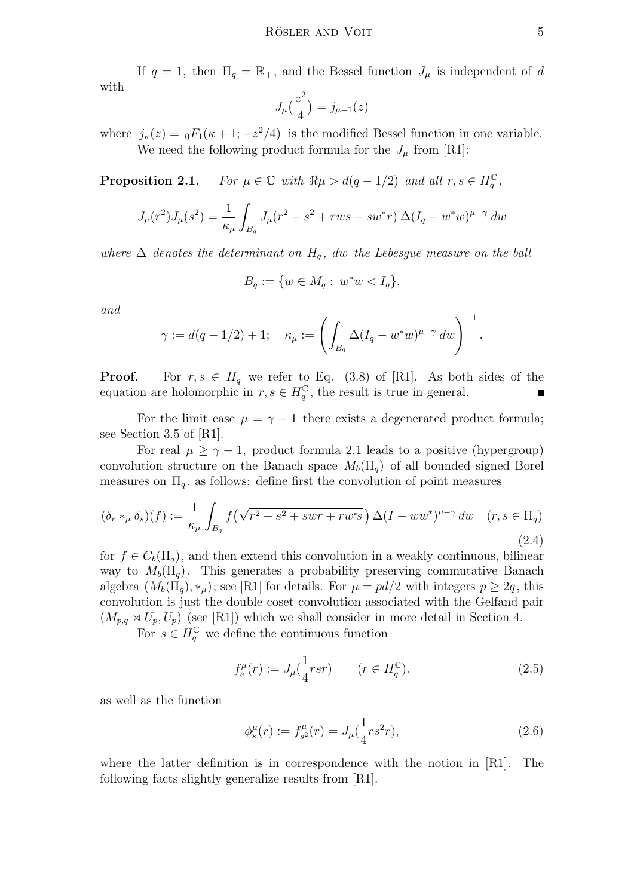If $q = 1$, then $\Pi_q = \mathbb{R}_+$, and the Bessel function $J_\mu$ is independent of $d$ with

$$J_\mu\Big(\frac{z^2}{4}\Big) = j_{\mu-1}(z)$$

where $j_\kappa(z) = {}_0F_1(\kappa+1; -z^2/4)$ is the modified Bessel function in one variable.

We need the following product formula for the $J_\mu$ from [R1]:

**Proposition 2.1.** *For $\mu \in \mathbb{C}$ with $\Re\mu > d(q-1/2)$ and all $r, s \in H_q^{\mathbb{C}}$,*

$$J_\mu(r^2)J_\mu(s^2) = \frac{1}{\kappa_\mu}\int_{B_q} J_\mu(r^2 + s^2 + rws + sw^*r)\,\Delta(I_q - w^*w)^{\mu-\gamma}\,dw$$

*where $\Delta$ denotes the determinant on $H_q$, $dw$ the Lebesgue measure on the ball*

$$B_q := \{w \in M_q : \; w^*w < I_q\},$$

*and*

$$\gamma := d(q-1/2) + 1; \quad \kappa_\mu := \left(\int_{B_q} \Delta(I_q - w^*w)^{\mu-\gamma}\,dw\right)^{-1}.$$

**Proof.** For $r, s \in H_q$ we refer to Eq. (3.8) of [R1]. As both sides of the equation are holomorphic in $r, s \in H_q^{\mathbb{C}}$, the result is true in general. ∎

For the limit case $\mu = \gamma - 1$ there exists a degenerated product formula; see Section 3.5 of [R1].

For real $\mu \geq \gamma - 1$, product formula 2.1 leads to a positive (hypergroup) convolution structure on the Banach space $M_b(\Pi_q)$ of all bounded signed Borel measures on $\Pi_q$, as follows: define first the convolution of point measures

$$(\delta_r *_\mu \delta_s)(f) := \frac{1}{\kappa_\mu}\int_{B_q} f\big(\sqrt{r^2 + s^2 + swr + rw^*s}\,\big)\,\Delta(I - ww^*)^{\mu-\gamma}\,dw \quad (r, s \in \Pi_q) \tag{2.4}$$

for $f \in C_b(\Pi_q)$, and then extend this convolution in a weakly continuous, bilinear way to $M_b(\Pi_q)$. This generates a probability preserving commutative Banach algebra $(M_b(\Pi_q), *_\mu)$; see [R1] for details. For $\mu = pd/2$ with integers $p \geq 2q$, this convolution is just the double coset convolution associated with the Gelfand pair $(M_{p,q} \rtimes U_p, U_p)$ (see [R1]) which we shall consider in more detail in Section 4.

For $s \in H_q^{\mathbb{C}}$ we define the continuous function

$$f_s^\mu(r) := J_\mu\Big(\frac{1}{4}rsr\Big) \qquad (r \in H_q^{\mathbb{C}}). \tag{2.5}$$

as well as the function

$$\phi_s^\mu(r) := f_{s^2}^\mu(r) = J_\mu\Big(\frac{1}{4}rs^2r\Big), \tag{2.6}$$

where the latter definition is in correspondence with the notion in [R1]. The following facts slightly generalize results from [R1].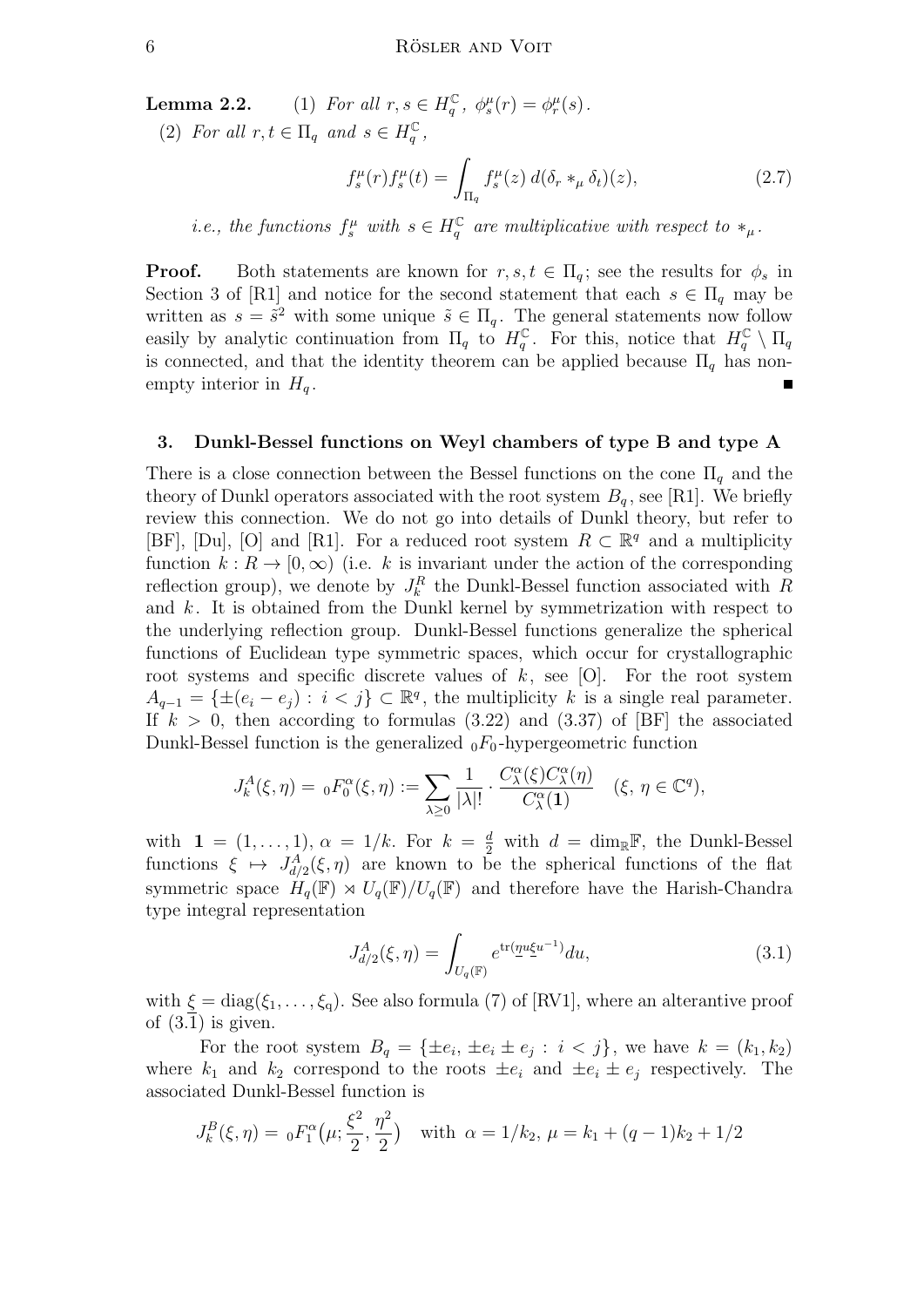**Lemma 2.2.** (1) *For all $r, s \in H_q^{\mathbb{C}}$, $\phi_s^\mu(r) = \phi_r^\mu(s)$.*

(2) *For all $r, t \in \Pi_q$ and $s \in H_q^{\mathbb{C}}$,*

$$f_s^\mu(r) f_s^\mu(t) = \int_{\Pi_q} f_s^\mu(z)\, d(\delta_r *_\mu \delta_t)(z), \tag{2.7}$$

*i.e., the functions $f_s^\mu$ with $s \in H_q^{\mathbb{C}}$ are multiplicative with respect to $*_\mu$.*

**Proof.** Both statements are known for $r, s, t \in \Pi_q$; see the results for $\phi_s$ in Section 3 of [R1] and notice for the second statement that each $s \in \Pi_q$ may be written as $s = \tilde{s}^2$ with some unique $\tilde{s} \in \Pi_q$. The general statements now follow easily by analytic continuation from $\Pi_q$ to $H_q^{\mathbb{C}}$. For this, notice that $H_q^{\mathbb{C}} \setminus \Pi_q$ is connected, and that the identity theorem can be applied because $\Pi_q$ has nonempty interior in $H_q$. ∎

## 3. Dunkl-Bessel functions on Weyl chambers of type B and type A

There is a close connection between the Bessel functions on the cone $\Pi_q$ and the theory of Dunkl operators associated with the root system $B_q$, see [R1]. We briefly review this connection. We do not go into details of Dunkl theory, but refer to [BF], [Du], [O] and [R1]. For a reduced root system $R \subset \mathbb{R}^q$ and a multiplicity function $k : R \to [0, \infty)$ (i.e. $k$ is invariant under the action of the corresponding reflection group), we denote by $J_k^R$ the Dunkl-Bessel function associated with $R$ and $k$. It is obtained from the Dunkl kernel by symmetrization with respect to the underlying reflection group. Dunkl-Bessel functions generalize the spherical functions of Euclidean type symmetric spaces, which occur for crystallographic root systems and specific discrete values of $k$, see [O]. For the root system $A_{q-1} = \{\pm(e_i - e_j) : i < j\} \subset \mathbb{R}^q$, the multiplicity $k$ is a single real parameter. If $k > 0$, then according to formulas (3.22) and (3.37) of [BF] the associated Dunkl-Bessel function is the generalized ${}_0F_0$-hypergeometric function

$$J_k^A(\xi, \eta) = {}_0F_0^\alpha(\xi, \eta) := \sum_{\lambda \geq 0} \frac{1}{|\lambda|!} \cdot \frac{C_\lambda^\alpha(\xi) C_\lambda^\alpha(\eta)}{C_\lambda^\alpha(\mathbf{1})} \quad (\xi,\, \eta \in \mathbb{C}^q),$$

with $\mathbf{1} = (1, \ldots, 1)$, $\alpha = 1/k$. For $k = \frac{d}{2}$ with $d = \dim_{\mathbb{R}} \mathbb{F}$, the Dunkl-Bessel functions $\xi \mapsto J_{d/2}^A(\xi, \eta)$ are known to be the spherical functions of the flat symmetric space $H_q(\mathbb{F}) \rtimes U_q(\mathbb{F})/U_q(\mathbb{F})$ and therefore have the Harish-Chandra type integral representation

$$J_{d/2}^A(\xi, \eta) = \int_{U_q(\mathbb{F})} e^{\operatorname{tr}(\underline{\eta} u \underline{\xi} u^{-1})} du, \tag{3.1}$$

with $\underline{\xi} = \operatorname{diag}(\xi_1, \ldots, \xi_q)$. See also formula (7) of [RV1], where an alterantive proof of (3.1) is given.

For the root system $B_q = \{\pm e_i, \pm e_i \pm e_j : i < j\}$, we have $k = (k_1, k_2)$ where $k_1$ and $k_2$ correspond to the roots $\pm e_i$ and $\pm e_i \pm e_j$ respectively. The associated Dunkl-Bessel function is

$$J_k^B(\xi, \eta) = {}_0F_1^\alpha\big(\mu; \frac{\xi^2}{2}, \frac{\eta^2}{2}\big) \quad \text{with } \alpha = 1/k_2,\ \mu = k_1 + (q-1)k_2 + 1/2$$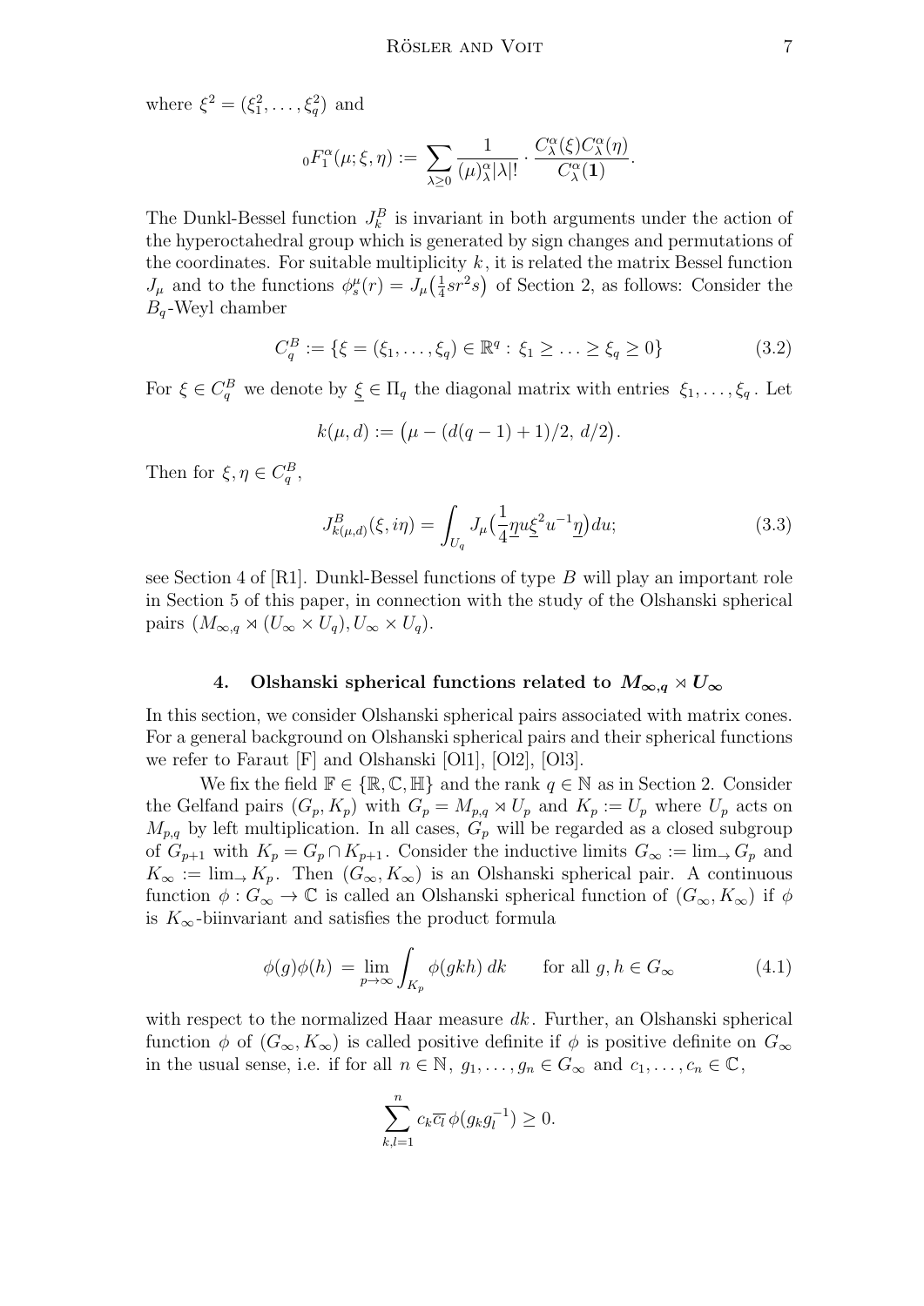where $\xi^2 = (\xi_1^2, \ldots, \xi_q^2)$ and

$$
{}_0F_1^\alpha(\mu; \xi, \eta) := \sum_{\lambda \geq 0} \frac{1}{(\mu)_\lambda^\alpha |\lambda|!} \cdot \frac{C_\lambda^\alpha(\xi) C_\lambda^\alpha(\eta)}{C_\lambda^\alpha(\mathbf{1})}.
$$

The Dunkl-Bessel function $J_k^B$ is invariant in both arguments under the action of the hyperoctahedral group which is generated by sign changes and permutations of the coordinates. For suitable multiplicity $k$, it is related the matrix Bessel function $J_\mu$ and to the functions $\phi_s^\mu(r) = J_\mu\big(\frac{1}{4}sr^2s\big)$ of Section 2, as follows: Consider the $B_q$-Weyl chamber

$$
C_q^B := \{\xi = (\xi_1, \ldots, \xi_q) \in \mathbb{R}^q : \xi_1 \geq \ldots \geq \xi_q \geq 0\} \tag{3.2}
$$

For $\xi \in C_q^B$ we denote by $\underline{\xi} \in \Pi_q$ the diagonal matrix with entries $\xi_1, \ldots, \xi_q$. Let

$$
k(\mu, d) := \big(\mu - (d(q-1)+1)/2,\ d/2\big).
$$

Then for $\xi, \eta \in C_q^B$,

$$
J_{k(\mu,d)}^B(\xi, i\eta) = \int_{U_q} J_\mu\big(\frac{1}{4}\underline{\eta} u \underline{\xi}^2 u^{-1} \underline{\eta}\big) du; \tag{3.3}
$$

see Section 4 of [R1]. Dunkl-Bessel functions of type $B$ will play an important role in Section 5 of this paper, in connection with the study of the Olshanski spherical pairs $(M_{\infty,q} \rtimes (U_\infty \times U_q), U_\infty \times U_q)$.

## 4. Olshanski spherical functions related to $M_{\infty,q} \rtimes U_\infty$

In this section, we consider Olshanski spherical pairs associated with matrix cones. For a general background on Olshanski spherical pairs and their spherical functions we refer to Faraut [F] and Olshanski [Ol1], [Ol2], [Ol3].

We fix the field $\mathbb{F} \in \{\mathbb{R}, \mathbb{C}, \mathbb{H}\}$ and the rank $q \in \mathbb{N}$ as in Section 2. Consider the Gelfand pairs $(G_p, K_p)$ with $G_p = M_{p,q} \rtimes U_p$ and $K_p := U_p$ where $U_p$ acts on $M_{p,q}$ by left multiplication. In all cases, $G_p$ will be regarded as a closed subgroup of $G_{p+1}$ with $K_p = G_p \cap K_{p+1}$. Consider the inductive limits $G_\infty := \lim_\rightarrow G_p$ and $K_\infty := \lim_\rightarrow K_p$. Then $(G_\infty, K_\infty)$ is an Olshanski spherical pair. A continuous function $\phi : G_\infty \to \mathbb{C}$ is called an Olshanski spherical function of $(G_\infty, K_\infty)$ if $\phi$ is $K_\infty$-biinvariant and satisfies the product formula

$$
\phi(g)\phi(h) = \lim_{p \to \infty} \int_{K_p} \phi(gkh)\, dk \qquad \text{for all } g, h \in G_\infty \tag{4.1}
$$

with respect to the normalized Haar measure $dk$. Further, an Olshanski spherical function $\phi$ of $(G_\infty, K_\infty)$ is called positive definite if $\phi$ is positive definite on $G_\infty$ in the usual sense, i.e. if for all $n \in \mathbb{N}$, $g_1, \ldots, g_n \in G_\infty$ and $c_1, \ldots, c_n \in \mathbb{C}$,

$$
\sum_{k,l=1}^n c_k \overline{c_l}\, \phi(g_k g_l^{-1}) \geq 0.
$$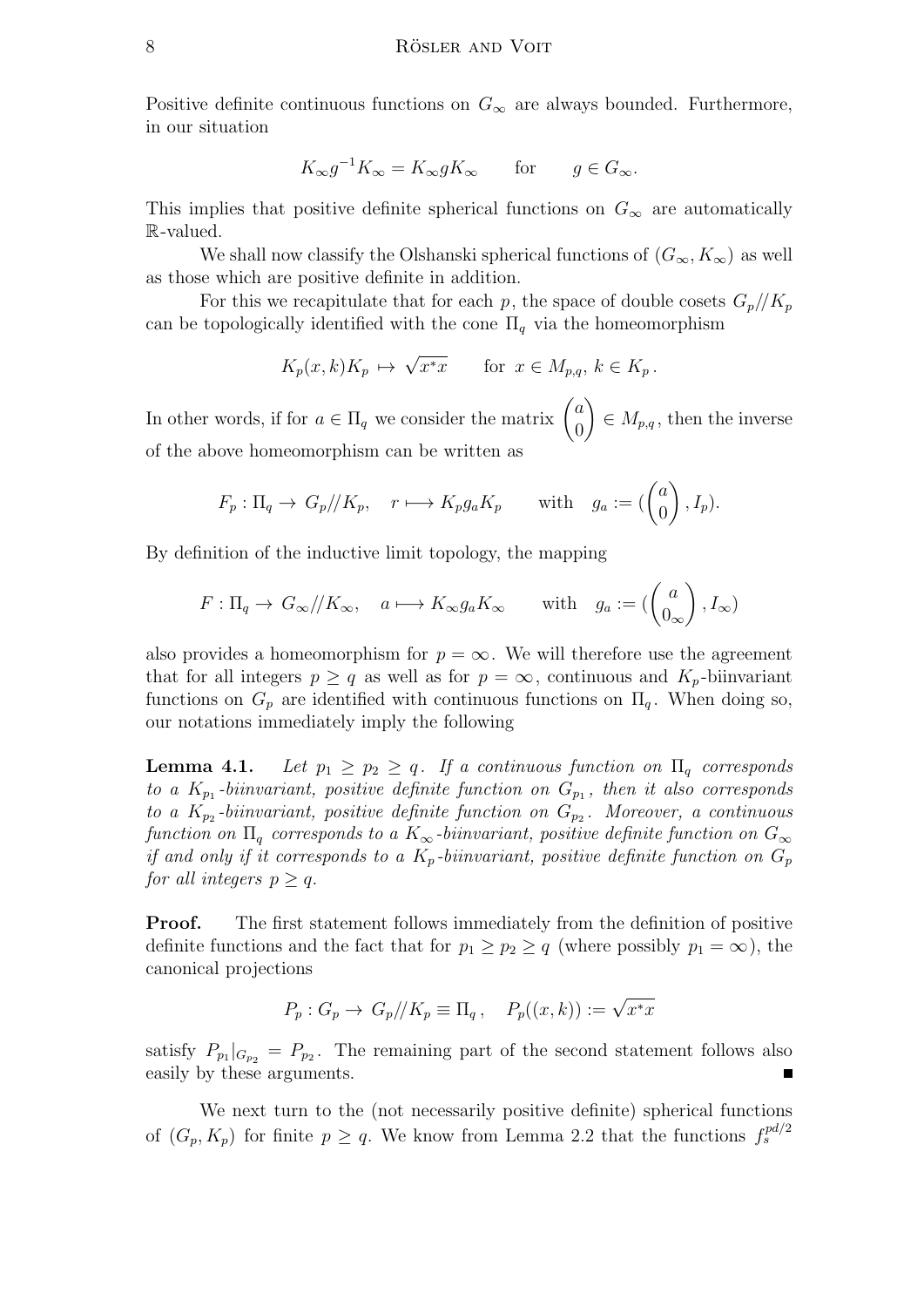Positive definite continuous functions on $G_\infty$ are always bounded. Furthermore, in our situation

$$K_\infty g^{-1} K_\infty = K_\infty g K_\infty \qquad \text{for} \qquad g \in G_\infty.$$

This implies that positive definite spherical functions on $G_\infty$ are automatically $\mathbb{R}$-valued.

We shall now classify the Olshanski spherical functions of $(G_\infty, K_\infty)$ as well as those which are positive definite in addition.

For this we recapitulate that for each $p$, the space of double cosets $G_p//K_p$ can be topologically identified with the cone $\Pi_q$ via the homeomorphism

$$K_p(x,k)K_p \mapsto \sqrt{x^*x} \qquad \text{for } x \in M_{p,q},\, k \in K_p\,.$$

In other words, if for $a \in \Pi_q$ we consider the matrix $\begin{pmatrix} a \\ 0 \end{pmatrix} \in M_{p,q}$, then the inverse of the above homeomorphism can be written as

$$F_p : \Pi_q \to G_p//K_p, \quad r \longmapsto K_p g_a K_p \qquad \text{with} \quad g_a := (\begin{pmatrix} a \\ 0 \end{pmatrix}, I_p).$$

By definition of the inductive limit topology, the mapping

$$F : \Pi_q \to G_\infty//K_\infty, \quad a \longmapsto K_\infty g_a K_\infty \qquad \text{with} \quad g_a := (\begin{pmatrix} a \\ 0_\infty \end{pmatrix}, I_\infty)$$

also provides a homeomorphism for $p = \infty$. We will therefore use the agreement that for all integers $p \geq q$ as well as for $p = \infty$, continuous and $K_p$-biinvariant functions on $G_p$ are identified with continuous functions on $\Pi_q$. When doing so, our notations immediately imply the following

**Lemma 4.1.** *Let $p_1 \geq p_2 \geq q$. If a continuous function on $\Pi_q$ corresponds to a $K_{p_1}$-biinvariant, positive definite function on $G_{p_1}$, then it also corresponds to a $K_{p_2}$-biinvariant, positive definite function on $G_{p_2}$. Moreover, a continuous function on $\Pi_q$ corresponds to a $K_\infty$-biinvariant, positive definite function on $G_\infty$ if and only if it corresponds to a $K_p$-biinvariant, positive definite function on $G_p$ for all integers $p \geq q$.*

**Proof.** The first statement follows immediately from the definition of positive definite functions and the fact that for $p_1 \geq p_2 \geq q$ (where possibly $p_1 = \infty$), the canonical projections

$$P_p : G_p \to G_p//K_p \equiv \Pi_q\,, \quad P_p((x,k)) := \sqrt{x^*x}$$

satisfy $P_{p_1}|_{G_{p_2}} = P_{p_2}$. The remaining part of the second statement follows also easily by these arguments. ∎

We next turn to the (not necessarily positive definite) spherical functions of $(G_p, K_p)$ for finite $p \geq q$. We know from Lemma 2.2 that the functions $f_s^{pd/2}$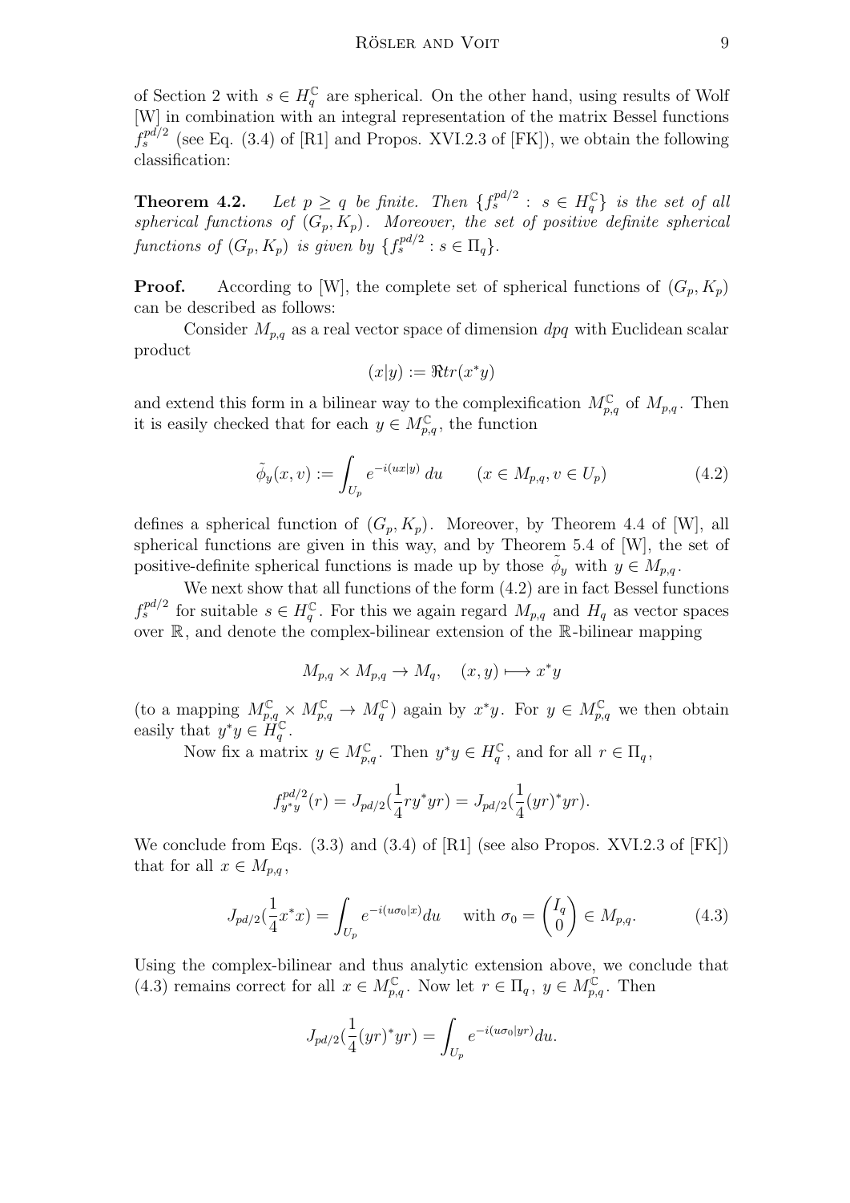of Section 2 with $s \in H_q^{\mathbb{C}}$ are spherical. On the other hand, using results of Wolf [W] in combination with an integral representation of the matrix Bessel functions $f_s^{pd/2}$ (see Eq. (3.4) of [R1] and Propos. XVI.2.3 of [FK]), we obtain the following classification:

**Theorem 4.2.** *Let $p \geq q$ be finite. Then $\{f_s^{pd/2} : s \in H_q^{\mathbb{C}}\}$ is the set of all spherical functions of $(G_p, K_p)$. Moreover, the set of positive definite spherical functions of $(G_p, K_p)$ is given by $\{f_s^{pd/2} : s \in \Pi_q\}$.*

**Proof.** According to [W], the complete set of spherical functions of $(G_p, K_p)$ can be described as follows:

Consider $M_{p,q}$ as a real vector space of dimension $dpq$ with Euclidean scalar product

$$(x|y) := \Re tr(x^*y)$$

and extend this form in a bilinear way to the complexification $M_{p,q}^{\mathbb{C}}$ of $M_{p,q}$. Then it is easily checked that for each $y \in M_{p,q}^{\mathbb{C}}$, the function

$$\tilde{\phi}_y(x, v) := \int_{U_p} e^{-i(ux|y)}\, du \qquad (x \in M_{p,q}, v \in U_p) \tag{4.2}$$

defines a spherical function of $(G_p, K_p)$. Moreover, by Theorem 4.4 of [W], all spherical functions are given in this way, and by Theorem 5.4 of [W], the set of positive-definite spherical functions is made up by those $\tilde{\phi}_y$ with $y \in M_{p,q}$.

We next show that all functions of the form (4.2) are in fact Bessel functions $f_s^{pd/2}$ for suitable $s \in H_q^{\mathbb{C}}$. For this we again regard $M_{p,q}$ and $H_q$ as vector spaces over $\mathbb{R}$, and denote the complex-bilinear extension of the $\mathbb{R}$-bilinear mapping

$$M_{p,q} \times M_{p,q} \to M_q, \quad (x, y) \longmapsto x^*y$$

(to a mapping $M_{p,q}^{\mathbb{C}} \times M_{p,q}^{\mathbb{C}} \to M_q^{\mathbb{C}}$) again by $x^*y$. For $y \in M_{p,q}^{\mathbb{C}}$ we then obtain easily that $y^*y \in H_q^{\mathbb{C}}$.

Now fix a matrix $y \in M_{p,q}^{\mathbb{C}}$. Then $y^*y \in H_q^{\mathbb{C}}$, and for all $r \in \Pi_q$,

$$f_{y^*y}^{pd/2}(r) = J_{pd/2}(\frac{1}{4} r y^* y r) = J_{pd/2}(\frac{1}{4}(yr)^* yr).$$

We conclude from Eqs. (3.3) and (3.4) of [R1] (see also Propos. XVI.2.3 of [FK]) that for all $x \in M_{p,q}$,

$$J_{pd/2}(\frac{1}{4}x^*x) = \int_{U_p} e^{-i(u\sigma_0|x)} du \quad \text{ with } \sigma_0 = \begin{pmatrix} I_q \\ 0 \end{pmatrix} \in M_{p,q}. \tag{4.3}$$

Using the complex-bilinear and thus analytic extension above, we conclude that (4.3) remains correct for all $x \in M_{p,q}^{\mathbb{C}}$. Now let $r \in \Pi_q$, $y \in M_{p,q}^{\mathbb{C}}$. Then

$$J_{pd/2}(\frac{1}{4}(yr)^* yr) = \int_{U_p} e^{-i(u\sigma_0|yr)} du.$$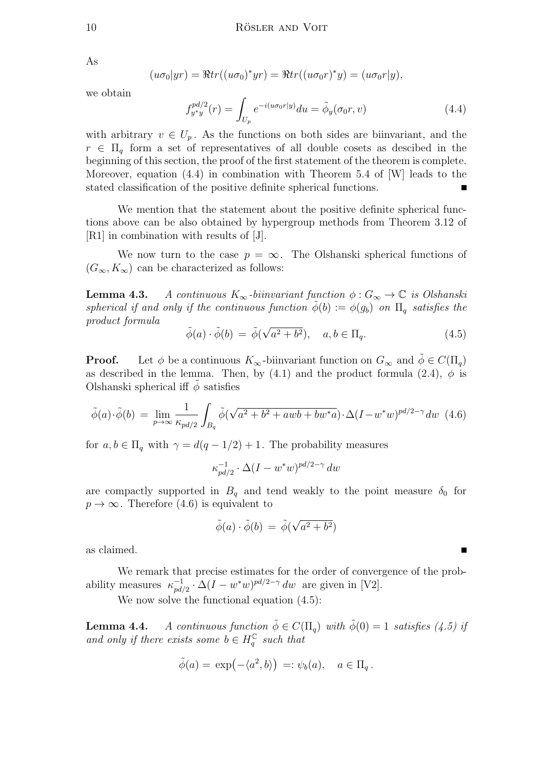As

$$(u\sigma_0|yr) = \Re tr((u\sigma_0)^* yr) = \Re tr((u\sigma_0 r)^* y) = (u\sigma_0 r|y),$$

we obtain

$$f_{y^*y}^{pd/2}(r) = \int_{U_p} e^{-i(u\sigma_0 r|y)} du = \tilde{\phi}_y(\sigma_0 r, v) \tag{4.4}$$

with arbitrary $v \in U_p$. As the functions on both sides are biinvariant, and the $r \in \Pi_q$ form a set of representatives of all double cosets as descibed in the beginning of this section, the proof of the first statement of the theorem is complete. Moreover, equation (4.4) in combination with Theorem 5.4 of [W] leads to the stated classification of the positive definite spherical functions. ∎

We mention that the statement about the positive definite spherical functions above can be also obtained by hypergroup methods from Theorem 3.12 of [R1] in combination with results of [J].

We now turn to the case $p = \infty$. The Olshanski spherical functions of $(G_\infty, K_\infty)$ can be characterized as follows:

**Lemma 4.3.** *A continuous $K_\infty$-biinvariant function $\phi : G_\infty \to \mathbb{C}$ is Olshanski spherical if and only if the continuous function $\tilde{\phi}(b) := \phi(g_b)$ on $\Pi_q$ satisfies the product formula*

$$\tilde{\phi}(a) \cdot \tilde{\phi}(b) = \tilde{\phi}(\sqrt{a^2 + b^2}), \quad a, b \in \Pi_q. \tag{4.5}$$

**Proof.** Let $\phi$ be a continuous $K_\infty$-biinvariant function on $G_\infty$ and $\tilde{\phi} \in C(\Pi_q)$ as described in the lemma. Then, by (4.1) and the product formula (2.4), $\phi$ is Olshanski spherical iff $\tilde{\phi}$ satisfies

$$\tilde{\phi}(a) \cdot \tilde{\phi}(b) = \lim_{p\to\infty} \frac{1}{\kappa_{pd/2}} \int_{B_q} \tilde{\phi}(\sqrt{a^2 + b^2 + awb + bw^*a}) \cdot \Delta(I - w^*w)^{pd/2-\gamma} dw \tag{4.6}$$

for $a, b \in \Pi_q$ with $\gamma = d(q - 1/2) + 1$. The probability measures

$$\kappa_{pd/2}^{-1} \cdot \Delta(I - w^*w)^{pd/2-\gamma} dw$$

are compactly supported in $B_q$ and tend weakly to the point measure $\delta_0$ for $p \to \infty$. Therefore (4.6) is equivalent to

$$\tilde{\phi}(a) \cdot \tilde{\phi}(b) = \tilde{\phi}(\sqrt{a^2 + b^2})$$

as claimed. ∎

We remark that precise estimates for the order of convergence of the probability measures $\kappa_{pd/2}^{-1} \cdot \Delta(I - w^*w)^{pd/2-\gamma} dw$ are given in [V2].

We now solve the functional equation (4.5):

**Lemma 4.4.** *A continuous function $\tilde{\phi} \in C(\Pi_q)$ with $\tilde{\phi}(0) = 1$ satisfies (4.5) if and only if there exists some $b \in H_q^{\mathbb{C}}$ such that*

$$\tilde{\phi}(a) = \exp\big(-\langle a^2, b\rangle\big) =: \psi_b(a), \quad a \in \Pi_q.$$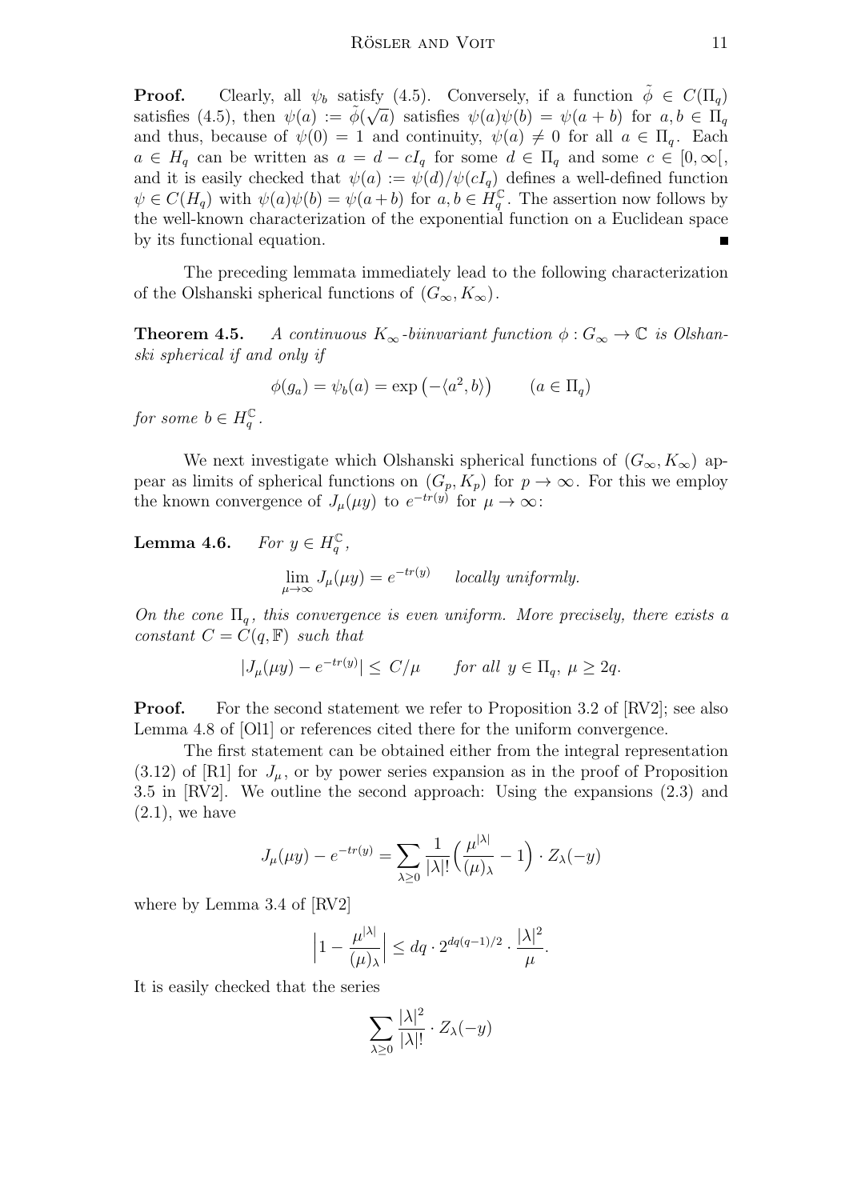**Proof.** Clearly, all $\psi_b$ satisfy (4.5). Conversely, if a function $\tilde{\phi} \in C(\Pi_q)$ satisfies (4.5), then $\psi(a) := \tilde{\phi}(\sqrt{a})$ satisfies $\psi(a)\psi(b) = \psi(a+b)$ for $a, b \in \Pi_q$ and thus, because of $\psi(0) = 1$ and continuity, $\psi(a) \neq 0$ for all $a \in \Pi_q$. Each $a \in H_q$ can be written as $a = d - cI_q$ for some $d \in \Pi_q$ and some $c \in [0, \infty[$, and it is easily checked that $\psi(a) := \psi(d)/\psi(cI_q)$ defines a well-defined function $\psi \in C(H_q)$ with $\psi(a)\psi(b) = \psi(a+b)$ for $a, b \in H_q^{\mathbb{C}}$. The assertion now follows by the well-known characterization of the exponential function on a Euclidean space by its functional equation. ∎

The preceding lemmata immediately lead to the following characterization of the Olshanski spherical functions of $(G_\infty, K_\infty)$.

**Theorem 4.5.** *A continuous $K_\infty$-biinvariant function $\phi : G_\infty \to \mathbb{C}$ is Olshanski spherical if and only if*

$$\phi(g_a) = \psi_b(a) = \exp\left(-\langle a^2, b\rangle\right) \qquad (a \in \Pi_q)$$

*for some $b \in H_q^{\mathbb{C}}$.*

We next investigate which Olshanski spherical functions of $(G_\infty, K_\infty)$ appear as limits of spherical functions on $(G_p, K_p)$ for $p \to \infty$. For this we employ the known convergence of $J_\mu(\mu y)$ to $e^{-tr(y)}$ for $\mu \to \infty$:

**Lemma 4.6.** *For $y \in H_q^{\mathbb{C}}$,*

$$\lim_{\mu\to\infty} J_\mu(\mu y) = e^{-tr(y)} \quad \textit{locally uniformly.}$$

*On the cone $\Pi_q$, this convergence is even uniform. More precisely, there exists a constant $C = C(q, \mathbb{F})$ such that*

$$|J_\mu(\mu y) - e^{-tr(y)}| \leq C/\mu \qquad \textit{for all } y \in \Pi_q,\ \mu \geq 2q.$$

**Proof.** For the second statement we refer to Proposition 3.2 of [RV2]; see also Lemma 4.8 of [Ol1] or references cited there for the uniform convergence.

The first statement can be obtained either from the integral representation (3.12) of [R1] for $J_\mu$, or by power series expansion as in the proof of Proposition 3.5 in [RV2]. We outline the second approach: Using the expansions (2.3) and (2.1), we have

$$J_\mu(\mu y) - e^{-tr(y)} = \sum_{\lambda\geq 0} \frac{1}{|\lambda|!}\Big(\frac{\mu^{|\lambda|}}{(\mu)_\lambda} - 1\Big) \cdot Z_\lambda(-y)$$

where by Lemma 3.4 of [RV2]

$$\Big|1 - \frac{\mu^{|\lambda|}}{(\mu)_\lambda}\Big| \leq dq \cdot 2^{dq(q-1)/2} \cdot \frac{|\lambda|^2}{\mu}.$$

It is easily checked that the series

$$\sum_{\lambda\geq 0} \frac{|\lambda|^2}{|\lambda|!} \cdot Z_\lambda(-y)$$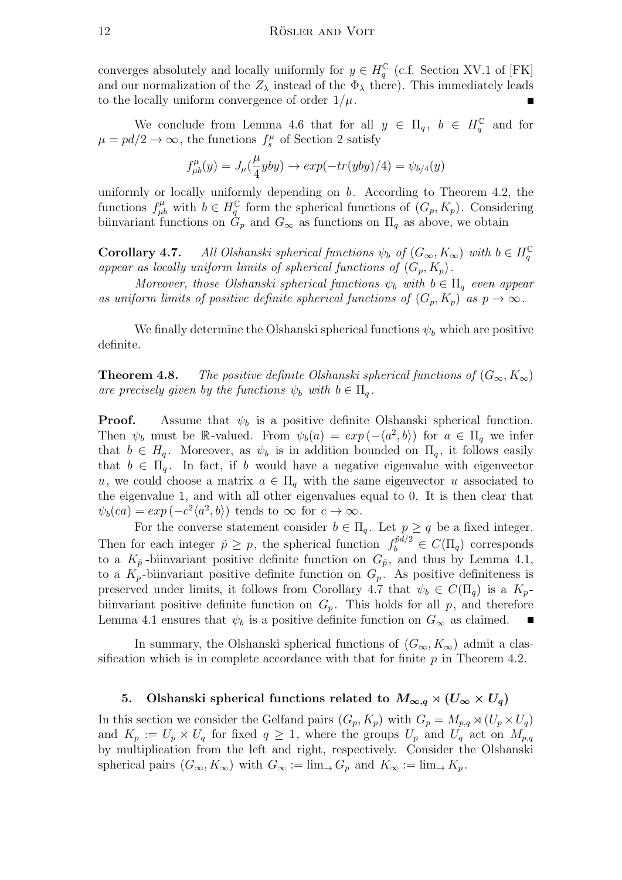converges absolutely and locally uniformly for $y \in H_q^{\mathbb{C}}$ (c.f. Section XV.1 of [FK] and our normalization of the $Z_\lambda$ instead of the $\Phi_\lambda$ there). This immediately leads to the locally uniform convergence of order $1/\mu$. ∎

We conclude from Lemma 4.6 that for all $y \in \Pi_q$, $b \in H_q^{\mathbb{C}}$ and for $\mu = pd/2 \to \infty$, the functions $f_s^\mu$ of Section 2 satisfy

$$f_{\mu b}^\mu(y) = J_\mu(\frac{\mu}{4}yby) \to exp(-tr(yby)/4) = \psi_{b/4}(y)$$

uniformly or locally uniformly depending on $b$. According to Theorem 4.2, the functions $f_{\mu b}^\mu$ with $b \in H_q^{\mathbb{C}}$ form the spherical functions of $(G_p, K_p)$. Considering biinvariant functions on $G_p$ and $G_\infty$ as functions on $\Pi_q$ as above, we obtain

**Corollary 4.7.** *All Olshanski spherical functions $\psi_b$ of $(G_\infty, K_\infty)$ with $b \in H_q^{\mathbb{C}}$ appear as locally uniform limits of spherical functions of $(G_p, K_p)$.*

*Moreover, those Olshanski spherical functions $\psi_b$ with $b \in \Pi_q$ even appear as uniform limits of positive definite spherical functions of $(G_p, K_p)$ as $p \to \infty$.*

We finally determine the Olshanski spherical functions $\psi_b$ which are positive definite.

**Theorem 4.8.** *The positive definite Olshanski spherical functions of $(G_\infty, K_\infty)$ are precisely given by the functions $\psi_b$ with $b \in \Pi_q$.*

**Proof.** Assume that $\psi_b$ is a positive definite Olshanski spherical function. Then $\psi_b$ must be $\mathbb{R}$-valued. From $\psi_b(a) = exp\,(-\langle a^2, b\rangle)$ for $a \in \Pi_q$ we infer that $b \in H_q$. Moreover, as $\psi_b$ is in addition bounded on $\Pi_q$, it follows easily that $b \in \Pi_q$. In fact, if $b$ would have a negative eigenvalue with eigenvector $u$, we could choose a matrix $a \in \Pi_q$ with the same eigenvector $u$ associated to the eigenvalue 1, and with all other eigenvalues equal to 0. It is then clear that $\psi_b(ca) = exp\,(-c^2\langle a^2, b\rangle)$ tends to $\infty$ for $c \to \infty$.

For the converse statement consider $b \in \Pi_q$. Let $p \geq q$ be a fixed integer. Then for each integer $\tilde{p} \geq p$, the spherical function $f_b^{\tilde{p}d/2} \in C(\Pi_q)$ corresponds to a $K_{\tilde{p}}$-biinvariant positive definite function on $G_{\tilde{p}}$, and thus by Lemma 4.1, to a $K_p$-biinvariant positive definite function on $G_p$. As positive definiteness is preserved under limits, it follows from Corollary 4.7 that $\psi_b \in C(\Pi_q)$ is a $K_p$-biinvariant positive definite function on $G_p$. This holds for all $p$, and therefore Lemma 4.1 ensures that $\psi_b$ is a positive definite function on $G_\infty$ as claimed. ∎

In summary, the Olshanski spherical functions of $(G_\infty, K_\infty)$ admit a classification which is in complete accordance with that for finite $p$ in Theorem 4.2.

## 5. Olshanski spherical functions related to $M_{\infty,q} \rtimes (U_\infty \times U_q)$

In this section we consider the Gelfand pairs $(G_p, K_p)$ with $G_p = M_{p,q} \rtimes (U_p \times U_q)$ and $K_p := U_p \times U_q$ for fixed $q \geq 1$, where the groups $U_p$ and $U_q$ act on $M_{p,q}$ by multiplication from the left and right, respectively. Consider the Olshanski spherical pairs $(G_\infty, K_\infty)$ with $G_\infty := \lim_\to G_p$ and $K_\infty := \lim_\to K_p$.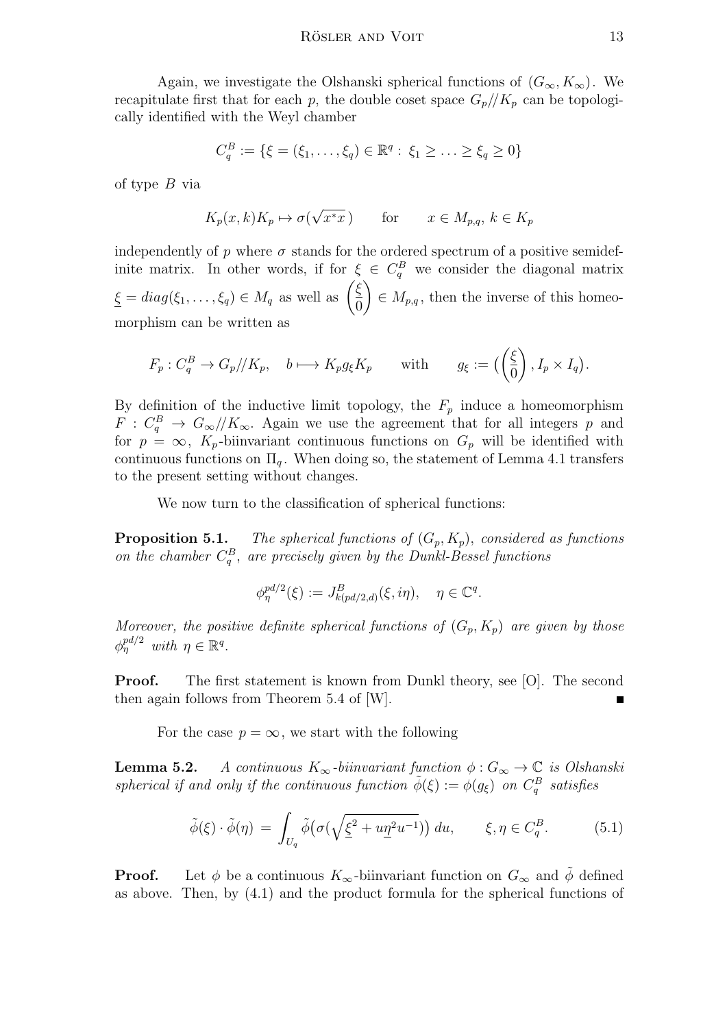Again, we investigate the Olshanski spherical functions of $(G_\infty, K_\infty)$. We recapitulate first that for each $p$, the double coset space $G_p//K_p$ can be topologically identified with the Weyl chamber

$$C_q^B := \{\xi = (\xi_1, \ldots, \xi_q) \in \mathbb{R}^q : \xi_1 \geq \ldots \geq \xi_q \geq 0\}$$

of type $B$ via

$$K_p(x,k)K_p \mapsto \sigma(\sqrt{x^*x}\,) \qquad \text{for} \qquad x \in M_{p,q},\ k \in K_p$$

independently of $p$ where $\sigma$ stands for the ordered spectrum of a positive semidefinite matrix. In other words, if for $\xi \in C_q^B$ we consider the diagonal matrix $\underline{\xi} = diag(\xi_1, \ldots, \xi_q) \in M_q$ as well as $\begin{pmatrix} \underline{\xi} \\ 0 \end{pmatrix} \in M_{p,q}$, then the inverse of this homeomorphism can be written as

$$F_p : C_q^B \to G_p//K_p, \quad b \longmapsto K_p g_\xi K_p \qquad \text{with} \qquad g_\xi := \left(\begin{pmatrix} \underline{\xi} \\ 0 \end{pmatrix}, I_p \times I_q\right).$$

By definition of the inductive limit topology, the $F_p$ induce a homeomorphism $F : C_q^B \to G_\infty//K_\infty$. Again we use the agreement that for all integers $p$ and for $p = \infty$, $K_p$-biinvariant continuous functions on $G_p$ will be identified with continuous functions on $\Pi_q$. When doing so, the statement of Lemma 4.1 transfers to the present setting without changes.

We now turn to the classification of spherical functions:

**Proposition 5.1.** *The spherical functions of $(G_p, K_p)$, considered as functions on the chamber $C_q^B$, are precisely given by the Dunkl-Bessel functions*

$$\phi_\eta^{pd/2}(\xi) := J_{k(pd/2,d)}^B(\xi, i\eta), \quad \eta \in \mathbb{C}^q.$$

*Moreover, the positive definite spherical functions of $(G_p, K_p)$ are given by those $\phi_\eta^{pd/2}$ with $\eta \in \mathbb{R}^q$.*

**Proof.** The first statement is known from Dunkl theory, see [O]. The second then again follows from Theorem 5.4 of [W]. ∎

For the case $p = \infty$, we start with the following

**Lemma 5.2.** *A continuous $K_\infty$-biinvariant function $\phi : G_\infty \to \mathbb{C}$ is Olshanski spherical if and only if the continuous function $\tilde{\phi}(\xi) := \phi(g_\xi)$ on $C_q^B$ satisfies*

$$\tilde{\phi}(\xi) \cdot \tilde{\phi}(\eta) = \int_{U_q} \tilde{\phi}\big(\sigma(\sqrt{\underline{\xi}^2 + u\underline{\eta}^2 u^{-1}})\big)\, du, \qquad \xi, \eta \in C_q^B. \tag{5.1}$$

**Proof.** Let $\phi$ be a continuous $K_\infty$-biinvariant function on $G_\infty$ and $\tilde{\phi}$ defined as above. Then, by (4.1) and the product formula for the spherical functions of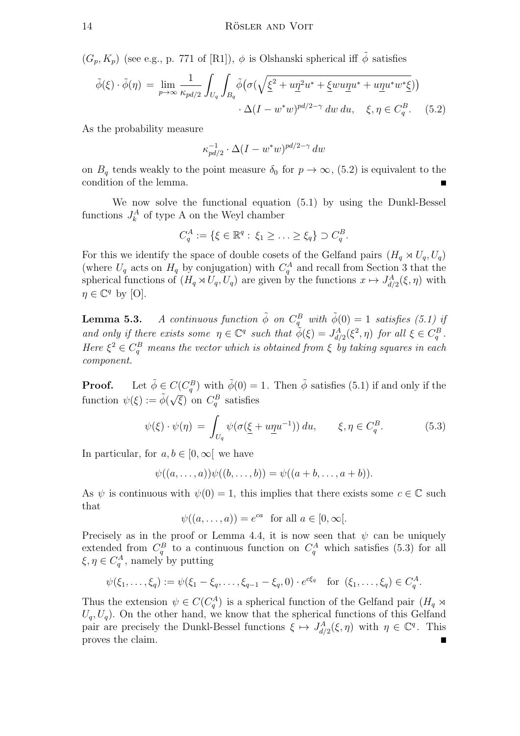$(G_p, K_p)$ (see e.g., p. 771 of [R1]), $\phi$ is Olshanski spherical iff $\tilde\phi$ satisfies

$$\tilde\phi(\xi)\cdot\tilde\phi(\eta) \;=\; \lim_{p\to\infty}\frac{1}{\kappa_{pd/2}}\int_{U_q}\int_{B_q}\tilde\phi\big(\sigma(\sqrt{\underline{\xi}^2 + u\underline{\eta}^2u^* + \underline{\xi}wu\underline{\eta}u^* + u\underline{\eta}u^*w^*\underline{\xi}})\big)$$
$$\cdot\,\Delta(I-w^*w)^{pd/2-\gamma}\,dw\,du, \quad \xi,\eta\in C_q^B. \qquad (5.2)$$

As the probability measure

$$\kappa_{pd/2}^{-1}\cdot\Delta(I-w^*w)^{pd/2-\gamma}\,dw$$

on $B_q$ tends weakly to the point measure $\delta_0$ for $p\to\infty$, (5.2) is equivalent to the condition of the lemma. ∎

We now solve the functional equation (5.1) by using the Dunkl-Bessel functions $J_k^A$ of type A on the Weyl chamber

$$C_q^A := \{\xi\in\mathbb{R}^q:\ \xi_1\ge\ldots\ge\xi_q\}\supset C_q^B.$$

For this we identify the space of double cosets of the Gelfand pairs $(H_q\rtimes U_q, U_q)$ (where $U_q$ acts on $H_q$ by conjugation) with $C_q^A$ and recall from Section 3 that the spherical functions of $(H_q\rtimes U_q, U_q)$ are given by the functions $x\mapsto J_{d/2}^A(\xi,\eta)$ with $\eta\in\mathbb{C}^q$ by [O].

**Lemma 5.3.** *A continuous function $\tilde\phi$ on $C_q^B$ with $\tilde\phi(0)=1$ satisfies (5.1) if and only if there exists some $\eta\in\mathbb{C}^q$ such that $\tilde\phi(\xi)=J_{d/2}^A(\xi^2,\eta)$ for all $\xi\in C_q^B$. Here $\xi^2\in C_q^B$ means the vector which is obtained from $\xi$ by taking squares in each component.*

**Proof.** Let $\tilde\phi\in C(C_q^B)$ with $\tilde\phi(0)=1$. Then $\tilde\phi$ satisfies (5.1) if and only if the function $\psi(\xi):=\tilde\phi(\sqrt{\xi})$ on $C_q^B$ satisfies

$$\psi(\xi)\cdot\psi(\eta) \;=\; \int_{U_q}\psi(\sigma(\underline{\xi}+u\underline{\eta}u^{-1}))\,du, \qquad \xi,\eta\in C_q^B. \qquad (5.3)$$

In particular, for $a,b\in[0,\infty[$ we have

$$\psi((a,\ldots,a))\psi((b,\ldots,b)) = \psi((a+b,\ldots,a+b)).$$

As $\psi$ is continuous with $\psi(0)=1$, this implies that there exists some $c\in\mathbb{C}$ such that

$$\psi((a,\ldots,a)) = e^{ca}\quad\text{for all } a\in[0,\infty[.$$

Precisely as in the proof or Lemma 4.4, it is now seen that $\psi$ can be uniquely extended from $C_q^B$ to a continuous function on $C_q^A$ which satisfies (5.3) for all $\xi,\eta\in C_q^A$, namely by putting

$$\psi(\xi_1,\ldots,\xi_q) := \psi(\xi_1-\xi_q,\ldots,\xi_{q-1}-\xi_q,0)\cdot e^{c\xi_q}\quad\text{for } (\xi_1,\ldots,\xi_q)\in C_q^A.$$

Thus the extension $\psi\in C(C_q^A)$ is a spherical function of the Gelfand pair $(H_q\rtimes U_q, U_q)$. On the other hand, we know that the spherical functions of this Gelfand pair are precisely the Dunkl-Bessel functions $\xi\mapsto J_{d/2}^A(\xi,\eta)$ with $\eta\in\mathbb{C}^q$. This proves the claim. ∎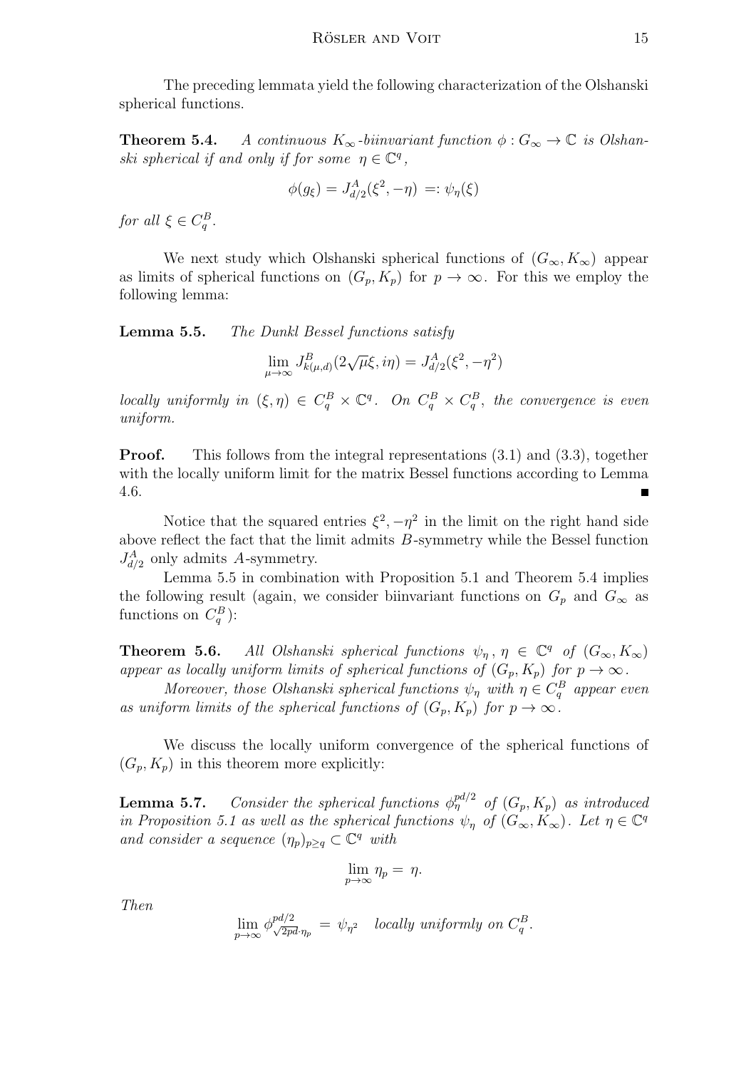The preceding lemmata yield the following characterization of the Olshanski spherical functions.

**Theorem 5.4.** *A continuous $K_\infty$-biinvariant function $\phi: G_\infty \to \mathbb{C}$ is Olshanski spherical if and only if for some $\eta \in \mathbb{C}^q$,*

$$\phi(g_\xi) = J^A_{d/2}(\xi^2, -\eta) =: \psi_\eta(\xi)$$

*for all $\xi \in C_q^B$.*

We next study which Olshanski spherical functions of $(G_\infty, K_\infty)$ appear as limits of spherical functions on $(G_p, K_p)$ for $p \to \infty$. For this we employ the following lemma:

**Lemma 5.5.** *The Dunkl Bessel functions satisfy*

$$\lim_{\mu\to\infty} J^B_{k(\mu,d)}(2\sqrt{\mu}\xi, i\eta) = J^A_{d/2}(\xi^2, -\eta^2)$$

*locally uniformly in $(\xi, \eta) \in C_q^B \times \mathbb{C}^q$. On $C_q^B \times C_q^B$, the convergence is even uniform.*

**Proof.** This follows from the integral representations (3.1) and (3.3), together with the locally uniform limit for the matrix Bessel functions according to Lemma 4.6. ∎

Notice that the squared entries $\xi^2, -\eta^2$ in the limit on the right hand side above reflect the fact that the limit admits $B$-symmetry while the Bessel function $J^A_{d/2}$ only admits $A$-symmetry.

Lemma 5.5 in combination with Proposition 5.1 and Theorem 5.4 implies the following result (again, we consider biinvariant functions on $G_p$ and $G_\infty$ as functions on $C_q^B$):

**Theorem 5.6.** *All Olshanski spherical functions $\psi_\eta$, $\eta \in \mathbb{C}^q$ of $(G_\infty, K_\infty)$ appear as locally uniform limits of spherical functions of $(G_p, K_p)$ for $p \to \infty$.*

*Moreover, those Olshanski spherical functions $\psi_\eta$ with $\eta \in C_q^B$ appear even as uniform limits of the spherical functions of $(G_p, K_p)$ for $p \to \infty$.*

We discuss the locally uniform convergence of the spherical functions of $(G_p, K_p)$ in this theorem more explicitly:

**Lemma 5.7.** *Consider the spherical functions $\phi_\eta^{pd/2}$ of $(G_p, K_p)$ as introduced in Proposition 5.1 as well as the spherical functions $\psi_\eta$ of $(G_\infty, K_\infty)$. Let $\eta \in \mathbb{C}^q$ and consider a sequence $(\eta_p)_{p\geq q} \subset \mathbb{C}^q$ with*

$$\lim_{p\to\infty} \eta_p = \eta.$$

*Then*

$$\lim_{p\to\infty} \phi^{pd/2}_{\sqrt{2pd}\cdot\eta_p} = \psi_{\eta^2} \quad \textit{locally uniformly on } C_q^B.$$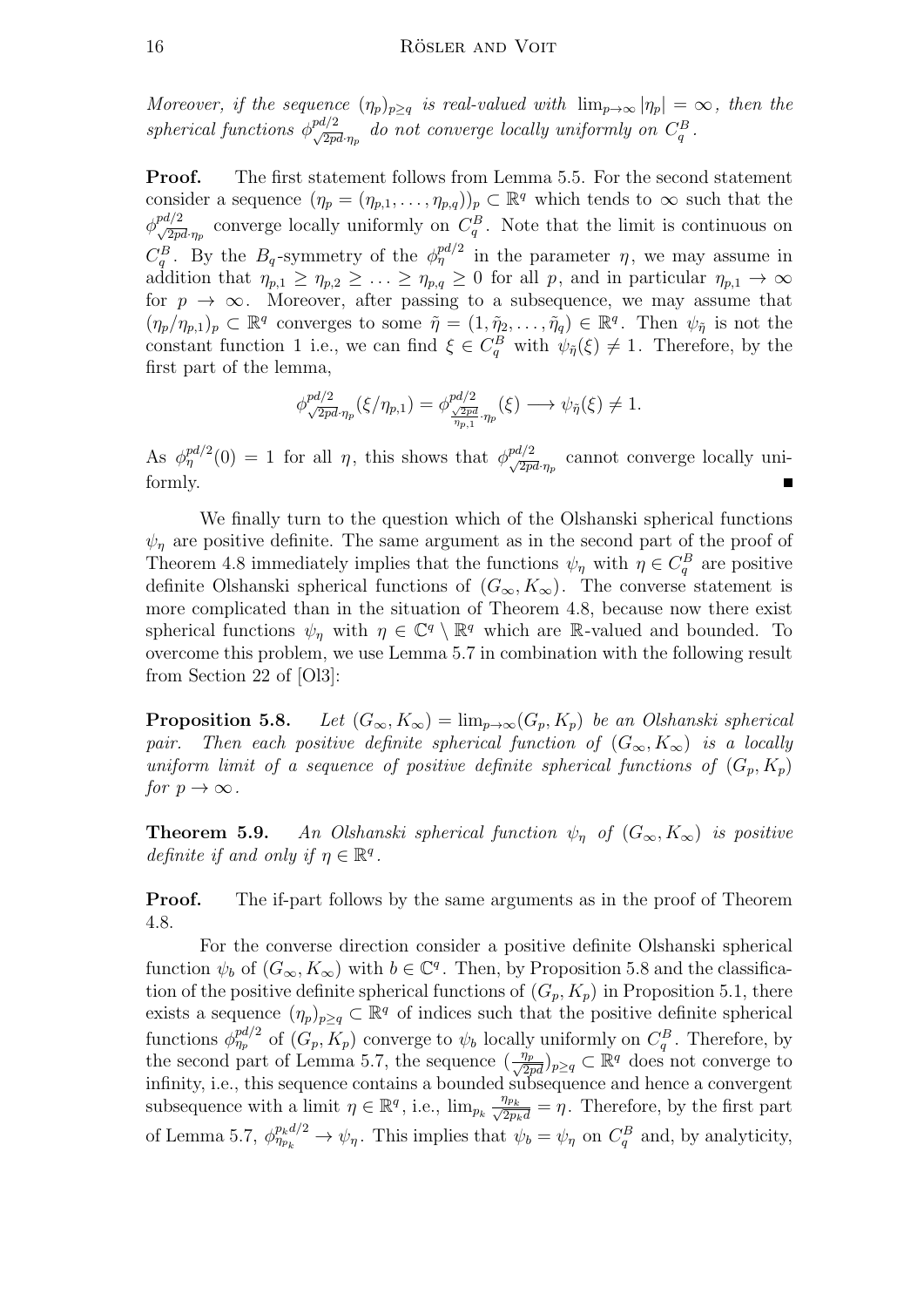*Moreover, if the sequence $(\eta_p)_{p\geq q}$ is real-valued with $\lim_{p\to\infty}|\eta_p| = \infty$, then the spherical functions $\phi^{pd/2}_{\sqrt{2pd}\cdot\eta_p}$ do not converge locally uniformly on $C_q^B$.*

**Proof.** The first statement follows from Lemma 5.5. For the second statement consider a sequence $(\eta_p = (\eta_{p,1}, \ldots, \eta_{p,q}))_p \subset \mathbb{R}^q$ which tends to $\infty$ such that the $\phi^{pd/2}_{\sqrt{2pd}\cdot\eta_p}$ converge locally uniformly on $C_q^B$. Note that the limit is continuous on $C_q^B$. By the $B_q$-symmetry of the $\phi^{pd/2}_\eta$ in the parameter $\eta$, we may assume in addition that $\eta_{p,1} \geq \eta_{p,2} \geq \ldots \geq \eta_{p,q} \geq 0$ for all $p$, and in particular $\eta_{p,1} \to \infty$ for $p \to \infty$. Moreover, after passing to a subsequence, we may assume that $(\eta_p/\eta_{p,1})_p \subset \mathbb{R}^q$ converges to some $\tilde\eta = (1, \tilde\eta_2, \ldots, \tilde\eta_q) \in \mathbb{R}^q$. Then $\psi_{\tilde\eta}$ is not the constant function 1 i.e., we can find $\xi \in C_q^B$ with $\psi_{\tilde\eta}(\xi) \neq 1$. Therefore, by the first part of the lemma,

$$\phi^{pd/2}_{\sqrt{2pd}\cdot\eta_p}(\xi/\eta_{p,1}) = \phi^{pd/2}_{\frac{\sqrt{2pd}}{\eta_{p,1}}\cdot\eta_p}(\xi) \longrightarrow \psi_{\tilde\eta}(\xi) \neq 1.$$

As $\phi^{pd/2}_\eta(0) = 1$ for all $\eta$, this shows that $\phi^{pd/2}_{\sqrt{2pd}\cdot\eta_p}$ cannot converge locally uniformly. ∎

We finally turn to the question which of the Olshanski spherical functions $\psi_\eta$ are positive definite. The same argument as in the second part of the proof of Theorem 4.8 immediately implies that the functions $\psi_\eta$ with $\eta \in C_q^B$ are positive definite Olshanski spherical functions of $(G_\infty, K_\infty)$. The converse statement is more complicated than in the situation of Theorem 4.8, because now there exist spherical functions $\psi_\eta$ with $\eta \in \mathbb{C}^q \setminus \mathbb{R}^q$ which are $\mathbb{R}$-valued and bounded. To overcome this problem, we use Lemma 5.7 in combination with the following result from Section 22 of [Ol3]:

**Proposition 5.8.** *Let $(G_\infty, K_\infty) = \lim_{p\to\infty}(G_p, K_p)$ be an Olshanski spherical pair. Then each positive definite spherical function of $(G_\infty, K_\infty)$ is a locally uniform limit of a sequence of positive definite spherical functions of $(G_p, K_p)$ for $p \to \infty$.*

**Theorem 5.9.** *An Olshanski spherical function $\psi_\eta$ of $(G_\infty, K_\infty)$ is positive definite if and only if $\eta \in \mathbb{R}^q$.*

**Proof.** The if-part follows by the same arguments as in the proof of Theorem 4.8.

For the converse direction consider a positive definite Olshanski spherical function $\psi_b$ of $(G_\infty, K_\infty)$ with $b \in \mathbb{C}^q$. Then, by Proposition 5.8 and the classification of the positive definite spherical functions of $(G_p, K_p)$ in Proposition 5.1, there exists a sequence $(\eta_p)_{p\geq q} \subset \mathbb{R}^q$ of indices such that the positive definite spherical functions $\phi^{pd/2}_{\eta_p}$ of $(G_p, K_p)$ converge to $\psi_b$ locally uniformly on $C_q^B$. Therefore, by the second part of Lemma 5.7, the sequence $(\frac{\eta_p}{\sqrt{2pd}})_{p\geq q} \subset \mathbb{R}^q$ does not converge to infinity, i.e., this sequence contains a bounded subsequence and hence a convergent subsequence with a limit $\eta \in \mathbb{R}^q$, i.e., $\lim_{p_k} \frac{\eta_{p_k}}{\sqrt{2p_k d}} = \eta$. Therefore, by the first part of Lemma 5.7, $\phi^{p_k d/2}_{\eta_{p_k}} \to \psi_\eta$. This implies that $\psi_b = \psi_\eta$ on $C_q^B$ and, by analyticity,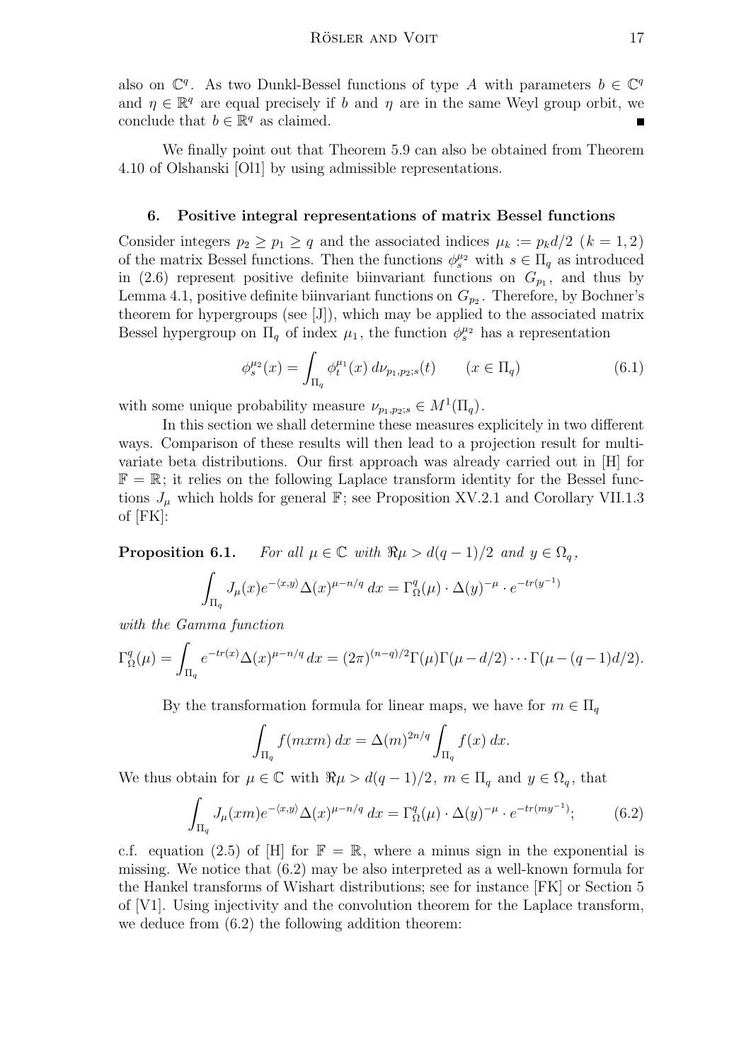also on $\mathbb{C}^q$. As two Dunkl-Bessel functions of type $A$ with parameters $b \in \mathbb{C}^q$ and $\eta \in \mathbb{R}^q$ are equal precisely if $b$ and $\eta$ are in the same Weyl group orbit, we conclude that $b \in \mathbb{R}^q$ as claimed. ∎

We finally point out that Theorem 5.9 can also be obtained from Theorem 4.10 of Olshanski [Ol1] by using admissible representations.

## 6. Positive integral representations of matrix Bessel functions

Consider integers $p_2 \geq p_1 \geq q$ and the associated indices $\mu_k := p_k d/2$ $(k = 1, 2)$ of the matrix Bessel functions. Then the functions $\phi_s^{\mu_2}$ with $s \in \Pi_q$ as introduced in (2.6) represent positive definite biinvariant functions on $G_{p_1}$, and thus by Lemma 4.1, positive definite biinvariant functions on $G_{p_2}$. Therefore, by Bochner's theorem for hypergroups (see [J]), which may be applied to the associated matrix Bessel hypergroup on $\Pi_q$ of index $\mu_1$, the function $\phi_s^{\mu_2}$ has a representation

$$\phi_s^{\mu_2}(x) = \int_{\Pi_q} \phi_t^{\mu_1}(x) \, d\nu_{p_1,p_2;s}(t) \qquad (x \in \Pi_q) \tag{6.1}$$

with some unique probability measure $\nu_{p_1,p_2;s} \in M^1(\Pi_q)$.

In this section we shall determine these measures explicitely in two different ways. Comparison of these results will then lead to a projection result for multivariate beta distributions. Our first approach was already carried out in [H] for $\mathbb{F} = \mathbb{R}$; it relies on the following Laplace transform identity for the Bessel functions $J_\mu$ which holds for general $\mathbb{F}$; see Proposition XV.2.1 and Corollary VII.1.3 of [FK]:

**Proposition 6.1.** *For all $\mu \in \mathbb{C}$ with $\Re\mu > d(q-1)/2$ and $y \in \Omega_q$,*

$$\int_{\Pi_q} J_\mu(x) e^{-\langle x,y\rangle} \Delta(x)^{\mu - n/q} \, dx = \Gamma_\Omega^q(\mu) \cdot \Delta(y)^{-\mu} \cdot e^{-tr(y^{-1})}$$

*with the Gamma function*

$$\Gamma_\Omega^q(\mu) = \int_{\Pi_q} e^{-tr(x)} \Delta(x)^{\mu - n/q} \, dx = (2\pi)^{(n-q)/2} \Gamma(\mu)\Gamma(\mu - d/2) \cdots \Gamma(\mu - (q-1)d/2).$$

By the transformation formula for linear maps, we have for $m \in \Pi_q$

$$\int_{\Pi_q} f(mxm) \, dx = \Delta(m)^{2n/q} \int_{\Pi_q} f(x) \, dx.$$

We thus obtain for $\mu \in \mathbb{C}$ with $\Re\mu > d(q-1)/2$, $m \in \Pi_q$ and $y \in \Omega_q$, that

$$\int_{\Pi_q} J_\mu(xm) e^{-\langle x,y\rangle} \Delta(x)^{\mu - n/q} \, dx = \Gamma_\Omega^q(\mu) \cdot \Delta(y)^{-\mu} \cdot e^{-tr(my^{-1})}; \tag{6.2}$$

c.f. equation (2.5) of [H] for $\mathbb{F} = \mathbb{R}$, where a minus sign in the exponential is missing. We notice that (6.2) may be also interpreted as a well-known formula for the Hankel transforms of Wishart distributions; see for instance [FK] or Section 5 of [V1]. Using injectivity and the convolution theorem for the Laplace transform, we deduce from (6.2) the following addition theorem: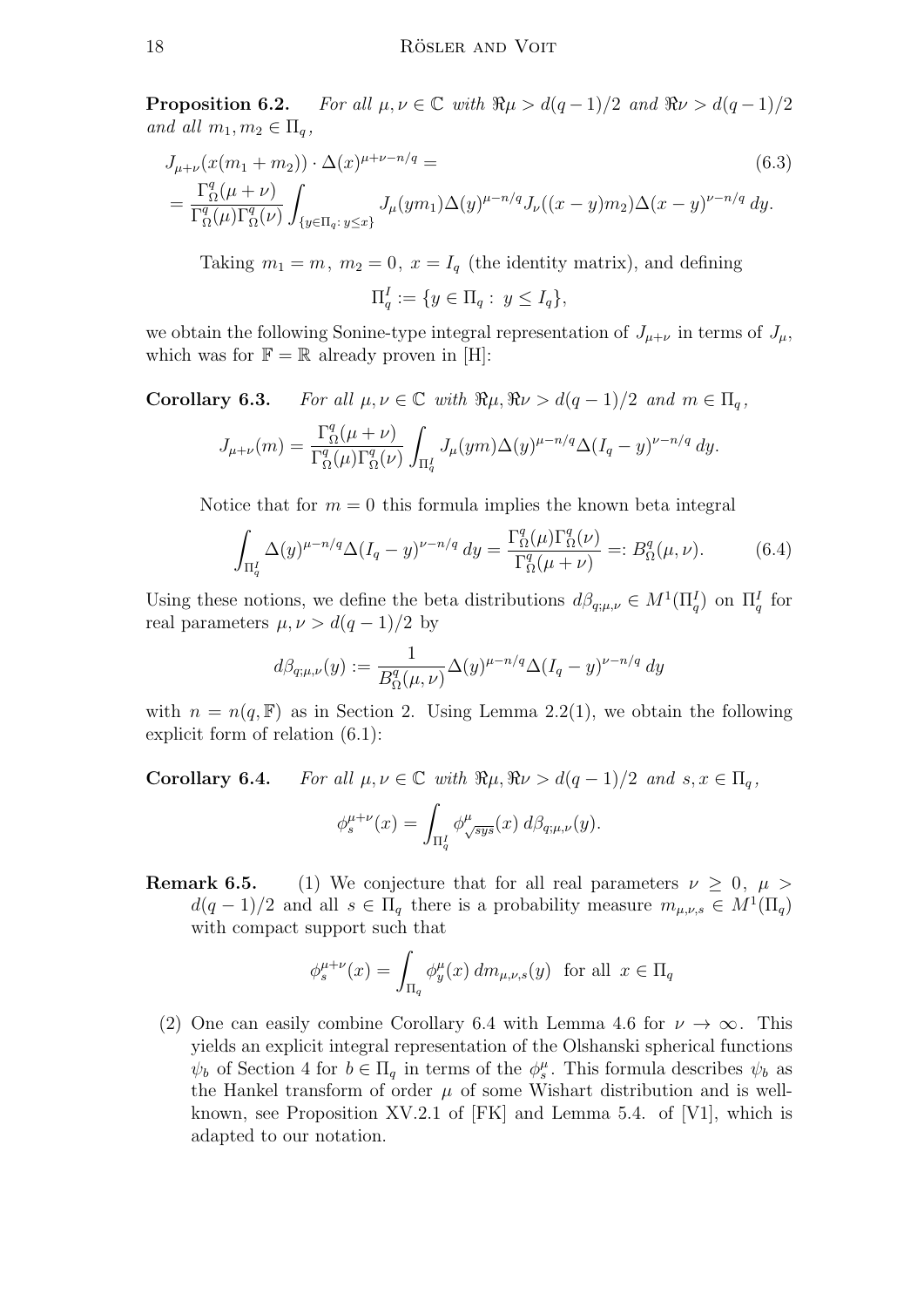**Proposition 6.2.** *For all $\mu, \nu \in \mathbb{C}$ with $\Re\mu > d(q-1)/2$ and $\Re\nu > d(q-1)/2$ and all $m_1, m_2 \in \Pi_q$,*

$$
\begin{aligned}
&J_{\mu+\nu}(x(m_1+m_2)) \cdot \Delta(x)^{\mu+\nu-n/q} = \qquad (6.3)\\
&= \frac{\Gamma_\Omega^q(\mu+\nu)}{\Gamma_\Omega^q(\mu)\Gamma_\Omega^q(\nu)} \int_{\{y\in\Pi_q:\, y\le x\}} J_\mu(ym_1)\Delta(y)^{\mu-n/q} J_\nu((x-y)m_2)\Delta(x-y)^{\nu-n/q}\, dy.
\end{aligned}
$$

Taking $m_1 = m,\ m_2 = 0,\ x = I_q$ (the identity matrix), and defining

$$\Pi_q^I := \{y \in \Pi_q :\ y \le I_q\},$$

we obtain the following Sonine-type integral representation of $J_{\mu+\nu}$ in terms of $J_\mu$, which was for $\mathbb{F} = \mathbb{R}$ already proven in [H]:

**Corollary 6.3.** *For all $\mu, \nu \in \mathbb{C}$ with $\Re\mu, \Re\nu > d(q-1)/2$ and $m \in \Pi_q$,*

$$J_{\mu+\nu}(m) = \frac{\Gamma_\Omega^q(\mu+\nu)}{\Gamma_\Omega^q(\mu)\Gamma_\Omega^q(\nu)} \int_{\Pi_q^I} J_\mu(ym)\Delta(y)^{\mu-n/q}\Delta(I_q-y)^{\nu-n/q}\, dy.$$

Notice that for $m = 0$ this formula implies the known beta integral

$$\int_{\Pi_q^I} \Delta(y)^{\mu-n/q}\Delta(I_q-y)^{\nu-n/q}\, dy = \frac{\Gamma_\Omega^q(\mu)\Gamma_\Omega^q(\nu)}{\Gamma_\Omega^q(\mu+\nu)} =: B_\Omega^q(\mu,\nu). \qquad (6.4)$$

Using these notions, we define the beta distributions $d\beta_{q;\mu,\nu} \in M^1(\Pi_q^I)$ on $\Pi_q^I$ for real parameters $\mu, \nu > d(q-1)/2$ by

$$d\beta_{q;\mu,\nu}(y) := \frac{1}{B_\Omega^q(\mu,\nu)}\Delta(y)^{\mu-n/q}\Delta(I_q-y)^{\nu-n/q}\, dy$$

with $n = n(q,\mathbb{F})$ as in Section 2. Using Lemma 2.2(1), we obtain the following explicit form of relation (6.1):

**Corollary 6.4.** *For all $\mu, \nu \in \mathbb{C}$ with $\Re\mu, \Re\nu > d(q-1)/2$ and $s, x \in \Pi_q$,*

$$\phi_s^{\mu+\nu}(x) = \int_{\Pi_q^I} \phi_{\sqrt{sys}}^{\mu}(x)\, d\beta_{q;\mu,\nu}(y).$$

**Remark 6.5.**
(1) We conjecture that for all real parameters $\nu \ge 0,\ \mu > d(q-1)/2$ and all $s \in \Pi_q$ there is a probability measure $m_{\mu,\nu,s} \in M^1(\Pi_q)$ with compact support such that

$$\phi_s^{\mu+\nu}(x) = \int_{\Pi_q} \phi_y^{\mu}(x)\, dm_{\mu,\nu,s}(y) \quad \text{for all } x \in \Pi_q$$

(2) One can easily combine Corollary 6.4 with Lemma 4.6 for $\nu \to \infty$. This yields an explicit integral representation of the Olshanski spherical functions $\psi_b$ of Section 4 for $b \in \Pi_q$ in terms of the $\phi_s^\mu$. This formula describes $\psi_b$ as the Hankel transform of order $\mu$ of some Wishart distribution and is well-known, see Proposition XV.2.1 of [FK] and Lemma 5.4. of [V1], which is adapted to our notation.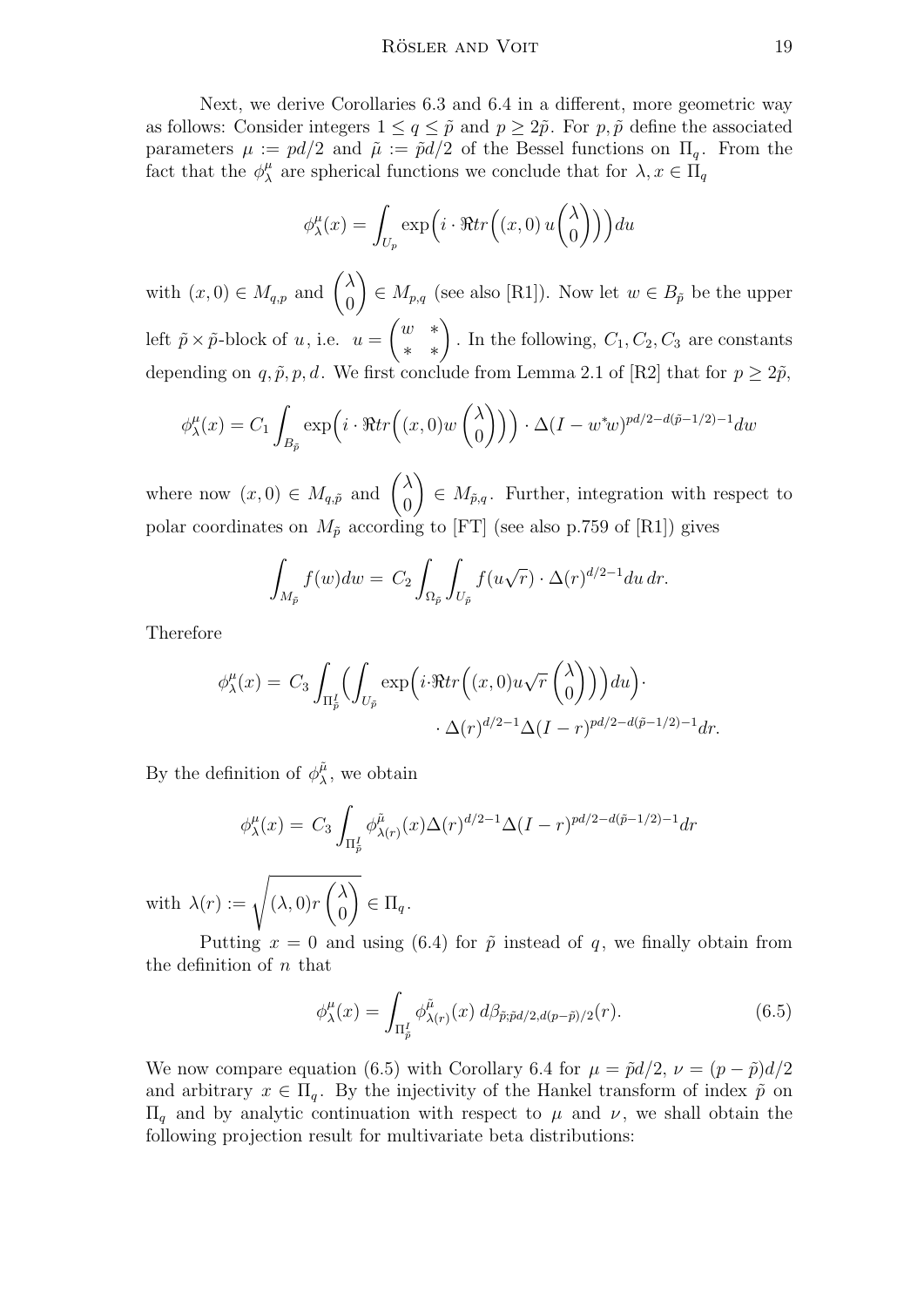Next, we derive Corollaries 6.3 and 6.4 in a different, more geometric way as follows: Consider integers $1 \le q \le \tilde{p}$ and $p \ge 2\tilde{p}$. For $p, \tilde{p}$ define the associated parameters $\mu := pd/2$ and $\tilde{\mu} := \tilde{p}d/2$ of the Bessel functions on $\Pi_q$. From the fact that the $\phi_\lambda^\mu$ are spherical functions we conclude that for $\lambda, x \in \Pi_q$

$$\phi_\lambda^\mu(x) = \int_{U_p} \exp\Big(i \cdot \Re tr\Big((x,0)\, u \begin{pmatrix} \lambda \\ 0 \end{pmatrix}\Big)\Big) du$$

with $(x,0) \in M_{q,p}$ and $\begin{pmatrix} \lambda \\ 0 \end{pmatrix} \in M_{p,q}$ (see also [R1]). Now let $w \in B_{\tilde{p}}$ be the upper left $\tilde{p} \times \tilde{p}$-block of $u$, i.e. $u = \begin{pmatrix} w & * \\ * & * \end{pmatrix}$. In the following, $C_1, C_2, C_3$ are constants depending on $q, \tilde{p}, p, d$. We first conclude from Lemma 2.1 of [R2] that for $p \ge 2\tilde{p}$,

$$\phi_\lambda^\mu(x) = C_1 \int_{B_{\tilde{p}}} \exp\Big(i \cdot \Re tr\Big((x,0) w \begin{pmatrix} \lambda \\ 0 \end{pmatrix}\Big)\Big) \cdot \Delta(I - w^* w)^{pd/2 - d(\tilde{p} - 1/2) - 1} dw$$

where now $(x,0) \in M_{q,\tilde{p}}$ and $\begin{pmatrix} \lambda \\ 0 \end{pmatrix} \in M_{\tilde{p},q}$. Further, integration with respect to polar coordinates on $M_{\tilde{p}}$ according to [FT] (see also p.759 of [R1]) gives

$$\int_{M_{\tilde{p}}} f(w) dw = C_2 \int_{\Omega_{\tilde{p}}} \int_{U_{\tilde{p}}} f(u\sqrt{r}) \cdot \Delta(r)^{d/2-1} du\, dr.$$

Therefore

$$\phi_\lambda^\mu(x) = C_3 \int_{\Pi_{\tilde{p}}^I} \Big( \int_{U_{\tilde{p}}} \exp\Big(i \cdot \Re tr\Big((x,0) u \sqrt{r} \begin{pmatrix} \lambda \\ 0 \end{pmatrix}\Big)\Big) du \Big) \cdot \\ \cdot \Delta(r)^{d/2-1} \Delta(I - r)^{pd/2 - d(\tilde{p} - 1/2) - 1} dr.$$

By the definition of $\phi_\lambda^{\tilde{\mu}}$, we obtain

$$\phi_\lambda^\mu(x) = C_3 \int_{\Pi_{\tilde{p}}^I} \phi_{\lambda(r)}^{\tilde{\mu}}(x) \Delta(r)^{d/2-1} \Delta(I - r)^{pd/2 - d(\tilde{p} - 1/2) - 1} dr$$

with $\lambda(r) := \sqrt{(\lambda, 0) r \begin{pmatrix} \lambda \\ 0 \end{pmatrix}} \in \Pi_q$.

Putting $x = 0$ and using (6.4) for $\tilde{p}$ instead of $q$, we finally obtain from the definition of $n$ that

$$\phi_\lambda^\mu(x) = \int_{\Pi_{\tilde{p}}^I} \phi_{\lambda(r)}^{\tilde{\mu}}(x)\, d\beta_{\tilde{p}; \tilde{p}d/2, d(p - \tilde{p})/2}(r). \tag{6.5}$$

We now compare equation (6.5) with Corollary 6.4 for $\mu = \tilde{p}d/2$, $\nu = (p - \tilde{p})d/2$ and arbitrary $x \in \Pi_q$. By the injectivity of the Hankel transform of index $\tilde{p}$ on $\Pi_q$ and by analytic continuation with respect to $\mu$ and $\nu$, we shall obtain the following projection result for multivariate beta distributions: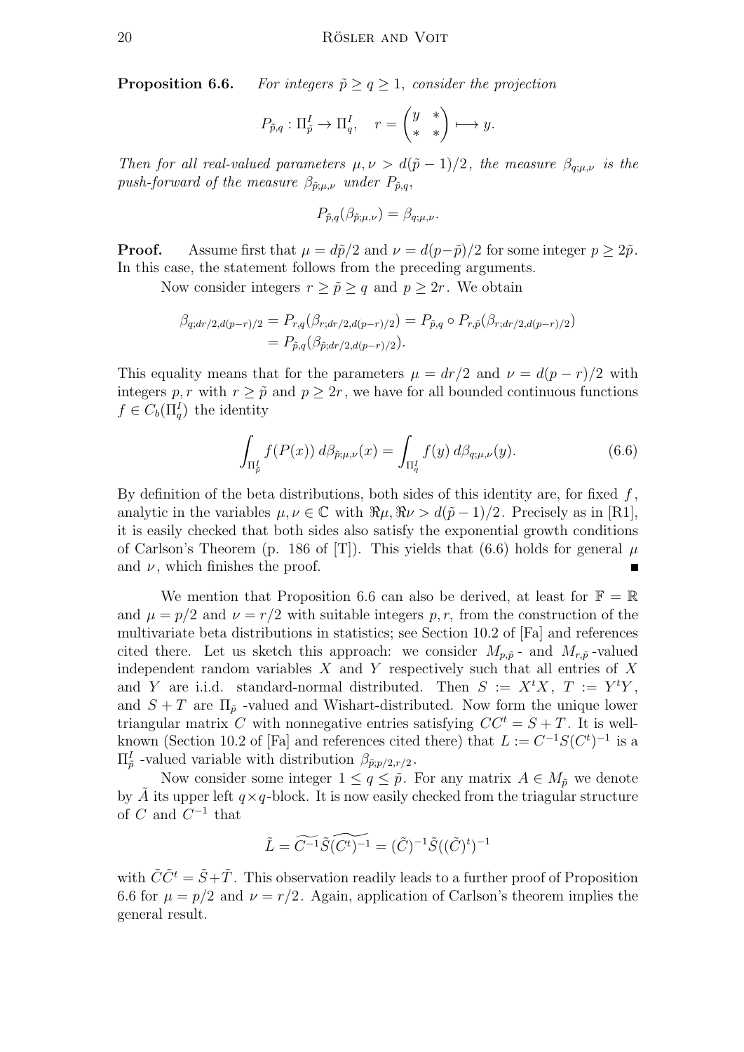**Proposition 6.6.** *For integers $\tilde{p} \geq q \geq 1$, consider the projection*

$$P_{\tilde{p},q} : \Pi_{\tilde{p}}^I \to \Pi_q^I, \quad r = \begin{pmatrix} y & * \\ * & * \end{pmatrix} \longmapsto y.$$

*Then for all real-valued parameters $\mu, \nu > d(\tilde{p}-1)/2$, the measure $\beta_{q;\mu,\nu}$ is the push-forward of the measure $\beta_{\tilde{p};\mu,\nu}$ under $P_{\tilde{p},q}$,*

$$P_{\tilde{p},q}(\beta_{\tilde{p};\mu,\nu}) = \beta_{q;\mu,\nu}.$$

**Proof.** Assume first that $\mu = d\tilde{p}/2$ and $\nu = d(p-\tilde{p})/2$ for some integer $p \geq 2\tilde{p}$. In this case, the statement follows from the preceding arguments.

Now consider integers $r \geq \tilde{p} \geq q$ and $p \geq 2r$. We obtain

$$\begin{aligned}\beta_{q;dr/2,d(p-r)/2} &= P_{r,q}(\beta_{r;dr/2,d(p-r)/2}) = P_{\tilde{p},q} \circ P_{r,\tilde{p}}(\beta_{r;dr/2,d(p-r)/2}) \\ &= P_{\tilde{p},q}(\beta_{\tilde{p};dr/2,d(p-r)/2}).\end{aligned}$$

This equality means that for the parameters $\mu = dr/2$ and $\nu = d(p-r)/2$ with integers $p, r$ with $r \geq \tilde{p}$ and $p \geq 2r$, we have for all bounded continuous functions $f \in C_b(\Pi_q^I)$ the identity

$$\int_{\Pi_{\tilde{p}}^I} f(P(x))\, d\beta_{\tilde{p};\mu,\nu}(x) = \int_{\Pi_q^I} f(y)\, d\beta_{q;\mu,\nu}(y). \tag{6.6}$$

By definition of the beta distributions, both sides of this identity are, for fixed $f$, analytic in the variables $\mu, \nu \in \mathbb{C}$ with $\Re\mu, \Re\nu > d(\tilde{p}-1)/2$. Precisely as in [R1], it is easily checked that both sides also satisfy the exponential growth conditions of Carlson's Theorem (p. 186 of [T]). This yields that (6.6) holds for general $\mu$ and $\nu$, which finishes the proof. ∎

We mention that Proposition 6.6 can also be derived, at least for $\mathbb{F} = \mathbb{R}$ and $\mu = p/2$ and $\nu = r/2$ with suitable integers $p, r$, from the construction of the multivariate beta distributions in statistics; see Section 10.2 of [Fa] and references cited there. Let us sketch this approach: we consider $M_{p,\tilde{p}}$- and $M_{r,\tilde{p}}$-valued independent random variables $X$ and $Y$ respectively such that all entries of $X$ and $Y$ are i.i.d. standard-normal distributed. Then $S := X^tX$, $T := Y^tY$, and $S+T$ are $\Pi_{\tilde{p}}$-valued and Wishart-distributed. Now form the unique lower triangular matrix $C$ with nonnegative entries satisfying $CC^t = S+T$. It is well-known (Section 10.2 of [Fa] and references cited there) that $L := C^{-1}S(C^t)^{-1}$ is a $\Pi_{\tilde{p}}^I$-valued variable with distribution $\beta_{\tilde{p};p/2,r/2}$.

Now consider some integer $1 \leq q \leq \tilde{p}$. For any matrix $A \in M_{\tilde{p}}$ we denote by $\tilde{A}$ its upper left $q \times q$-block. It is now easily checked from the triagular structure of $C$ and $C^{-1}$ that

$$\tilde{L} = \widetilde{C^{-1}}\tilde{S}\widetilde{(C^t)^{-1}} = (\tilde{C})^{-1}\tilde{S}((\tilde{C})^t)^{-1}$$

with $\tilde{C}\tilde{C}^t = \tilde{S}+\tilde{T}$. This observation readily leads to a further proof of Proposition 6.6 for $\mu = p/2$ and $\nu = r/2$. Again, application of Carlson's theorem implies the general result.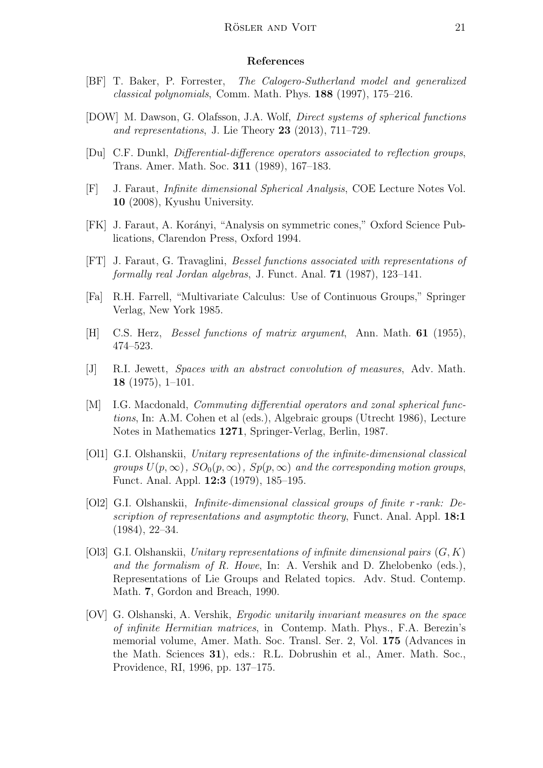## References

[BF] T. Baker, P. Forrester, *The Calogero-Sutherland model and generalized classical polynomials*, Comm. Math. Phys. **188** (1997), 175–216.

[DOW] M. Dawson, G. Olafsson, J.A. Wolf, *Direct systems of spherical functions and representations*, J. Lie Theory **23** (2013), 711–729.

[Du] C.F. Dunkl, *Differential-difference operators associated to reflection groups*, Trans. Amer. Math. Soc. **311** (1989), 167–183.

[F] J. Faraut, *Infinite dimensional Spherical Analysis*, COE Lecture Notes Vol. **10** (2008), Kyushu University.

[FK] J. Faraut, A. Korányi, "Analysis on symmetric cones," Oxford Science Publications, Clarendon Press, Oxford 1994.

[FT] J. Faraut, G. Travaglini, *Bessel functions associated with representations of formally real Jordan algebras*, J. Funct. Anal. **71** (1987), 123–141.

[Fa] R.H. Farrell, "Multivariate Calculus: Use of Continuous Groups," Springer Verlag, New York 1985.

[H] C.S. Herz, *Bessel functions of matrix argument*, Ann. Math. **61** (1955), 474–523.

[J] R.I. Jewett, *Spaces with an abstract convolution of measures*, Adv. Math. **18** (1975), 1–101.

[M] I.G. Macdonald, *Commuting differential operators and zonal spherical functions*, In: A.M. Cohen et al (eds.), Algebraic groups (Utrecht 1986), Lecture Notes in Mathematics **1271**, Springer-Verlag, Berlin, 1987.

[Ol1] G.I. Olshanskii, *Unitary representations of the infinite-dimensional classical groups $U(p,\infty)$, $SO_0(p,\infty)$, $Sp(p,\infty)$ and the corresponding motion groups*, Funct. Anal. Appl. **12:3** (1979), 185–195.

[Ol2] G.I. Olshanskii, *Infinite-dimensional classical groups of finite $r$-rank: Description of representations and asymptotic theory*, Funct. Anal. Appl. **18:1** (1984), 22–34.

[Ol3] G.I. Olshanskii, *Unitary representations of infinite dimensional pairs $(G,K)$ and the formalism of R. Howe*, In: A. Vershik and D. Zhelobenko (eds.), Representations of Lie Groups and Related topics. Adv. Stud. Contemp. Math. **7**, Gordon and Breach, 1990.

[OV] G. Olshanski, A. Vershik, *Ergodic unitarily invariant measures on the space of infinite Hermitian matrices*, in Contemp. Math. Phys., F.A. Berezin's memorial volume, Amer. Math. Soc. Transl. Ser. 2, Vol. **175** (Advances in the Math. Sciences **31**), eds.: R.L. Dobrushin et al., Amer. Math. Soc., Providence, RI, 1996, pp. 137–175.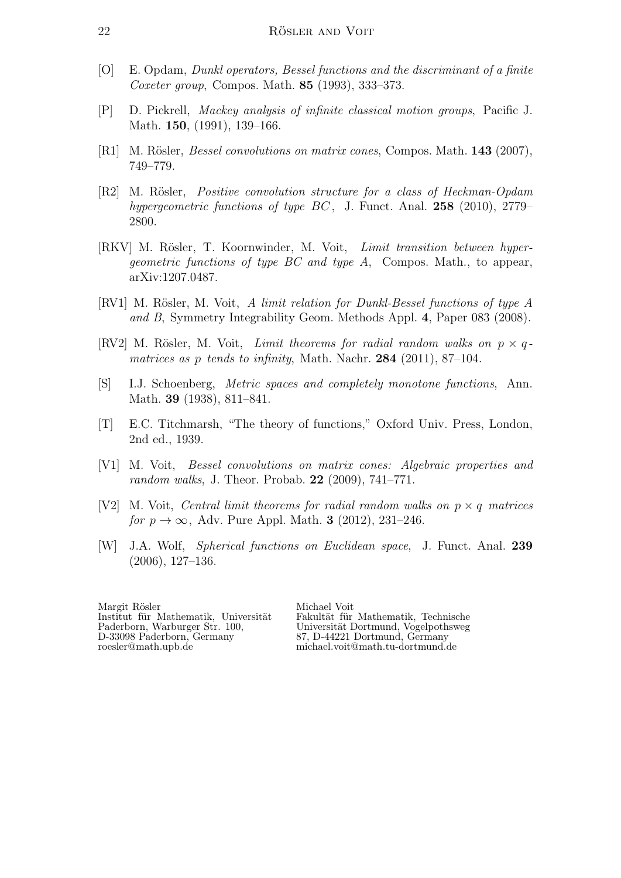[O] E. Opdam, *Dunkl operators, Bessel functions and the discriminant of a finite Coxeter group*, Compos. Math. **85** (1993), 333–373.

[P] D. Pickrell, *Mackey analysis of infinite classical motion groups*, Pacific J. Math. **150**, (1991), 139–166.

[R1] M. Rösler, *Bessel convolutions on matrix cones*, Compos. Math. **143** (2007), 749–779.

[R2] M. Rösler, *Positive convolution structure for a class of Heckman-Opdam hypergeometric functions of type BC*, J. Funct. Anal. **258** (2010), 2779–2800.

[RKV] M. Rösler, T. Koornwinder, M. Voit, *Limit transition between hypergeometric functions of type BC and type A*, Compos. Math., to appear, arXiv:1207.0487.

[RV1] M. Rösler, M. Voit, *A limit relation for Dunkl-Bessel functions of type A and B*, Symmetry Integrability Geom. Methods Appl. **4**, Paper 083 (2008).

[RV2] M. Rösler, M. Voit, *Limit theorems for radial random walks on $p \times q$-matrices as $p$ tends to infinity*, Math. Nachr. **284** (2011), 87–104.

[S] I.J. Schoenberg, *Metric spaces and completely monotone functions*, Ann. Math. **39** (1938), 811–841.

[T] E.C. Titchmarsh, "The theory of functions," Oxford Univ. Press, London, 2nd ed., 1939.

[V1] M. Voit, *Bessel convolutions on matrix cones: Algebraic properties and random walks*, J. Theor. Probab. **22** (2009), 741–771.

[V2] M. Voit, *Central limit theorems for radial random walks on $p \times q$ matrices for $p \to \infty$*, Adv. Pure Appl. Math. **3** (2012), 231–246.

[W] J.A. Wolf, *Spherical functions on Euclidean space*, J. Funct. Anal. **239** (2006), 127–136.

Margit Rösler
Institut für Mathematik, Universität Paderborn, Warburger Str. 100, D-33098 Paderborn, Germany
roesler@math.upb.de

Michael Voit
Fakultät für Mathematik, Technische Universität Dortmund, Vogelpothsweg 87, D-44221 Dortmund, Germany
michael.voit@math.tu-dortmund.de